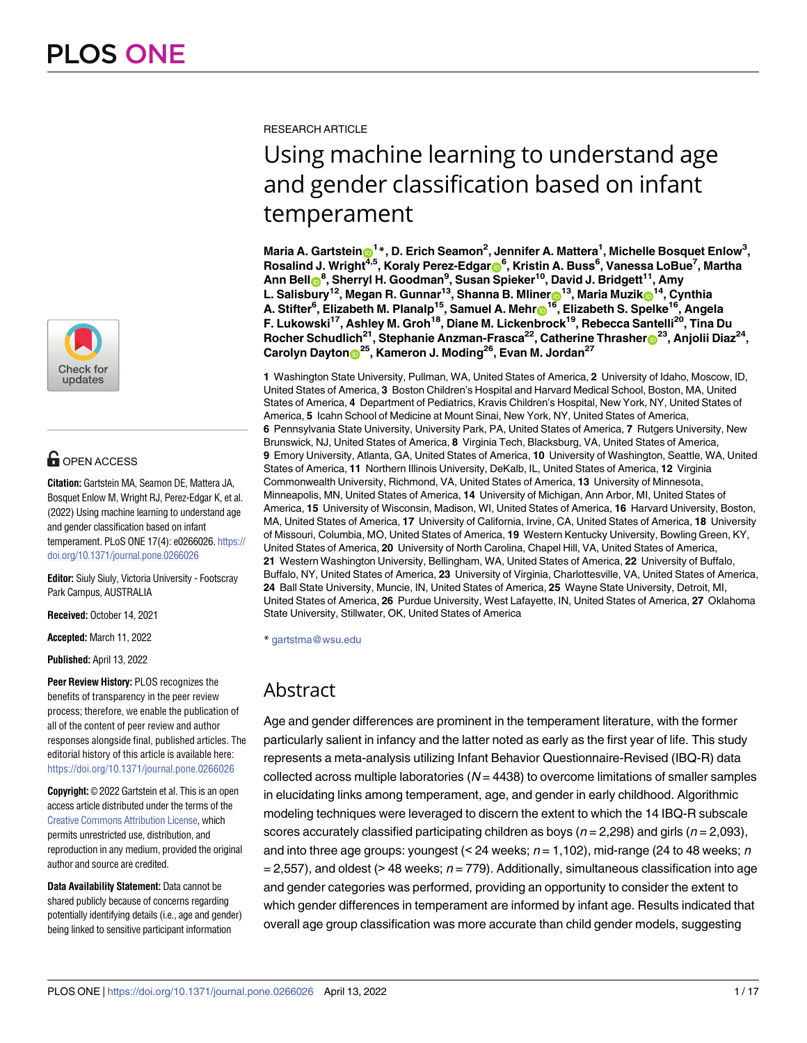RESEARCH ARTICLE

# Using machine learning to understand age and gender classification based on infant temperament

**Maria A. Gartstein[1]*, D. Erich Seamon[2], Jennifer A. Mattera[1], Michelle Bosquet Enlow[3], Rosalind J. Wright[4,5], Koraly Perez-Edgar[6], Kristin A. Buss[6], Vanessa LoBue[7], Martha Ann Bell[8], Sherryl H. Goodman[9], Susan Spieker[10], David J. Bridgett[11], Amy L. Salisbury[12], Megan R. Gunnar[13], Shanna B. Mliner[13], Maria Muzik[14], Cynthia A. Stifter[6], Elizabeth M. Planalp[15], Samuel A. Mehr[16], Elizabeth S. Spelke[16], Angela F. Lukowski[17], Ashley M. Groh[18], Diane M. Lickenbrock[19], Rebecca Santelli[20], Tina Du Rocher Schudlich[21], Stephanie Anzman-Frasca[22], Catherine Thrasher[23], Anjolii Diaz[24], Carolyn Dayton[25], Kameron J. Moding[26], Evan M. Jordan[27]**

**1** Washington State University, Pullman, WA, United States of America, **2** University of Idaho, Moscow, ID, United States of America, **3** Boston Children's Hospital and Harvard Medical School, Boston, MA, United States of America, **4** Department of Pediatrics, Kravis Children's Hospital, New York, NY, United States of America, **5** Icahn School of Medicine at Mount Sinai, New York, NY, United States of America, **6** Pennsylvania State University, University Park, PA, United States of America, **7** Rutgers University, New Brunswick, NJ, United States of America, **8** Virginia Tech, Blacksburg, VA, United States of America, **9** Emory University, Atlanta, GA, United States of America, **10** University of Washington, Seattle, WA, United States of America, **11** Northern Illinois University, DeKalb, IL, United States of America, **12** Virginia Commonwealth University, Richmond, VA, United States of America, **13** University of Minnesota, Minneapolis, MN, United States of America, **14** University of Michigan, Ann Arbor, MI, United States of America, **15** University of Wisconsin, Madison, WI, United States of America, **16** Harvard University, Boston, MA, United States of America, **17** University of California, Irvine, CA, United States of America, **18** University of Missouri, Columbia, MO, United States of America, **19** Western Kentucky University, Bowling Green, KY, United States of America, **20** University of North Carolina, Chapel Hill, VA, United States of America, **21** Western Washington University, Bellingham, WA, United States of America, **22** University of Buffalo, Buffalo, NY, United States of America, **23** University of Virginia, Charlottesville, VA, United States of America, **24** Ball State University, Muncie, IN, United States of America, **25** Wayne State University, Detroit, MI, United States of America, **26** Purdue University, West Lafayette, IN, United States of America, **27** Oklahoma State University, Stillwater, OK, United States of America

* gartstma@wsu.edu

OPEN ACCESS

**Citation:** Gartstein MA, Seamon DE, Mattera JA, Bosquet Enlow M, Wright RJ, Perez-Edgar K, et al. (2022) Using machine learning to understand age and gender classification based on infant temperament. PLoS ONE 17(4): e0266026. https://doi.org/10.1371/journal.pone.0266026

**Editor:** Siuly Siuly, Victoria University - Footscray Park Campus, AUSTRALIA

**Received:** October 14, 2021

**Accepted:** March 11, 2022

**Published:** April 13, 2022

**Peer Review History:** PLOS recognizes the benefits of transparency in the peer review process; therefore, we enable the publication of all of the content of peer review and author responses alongside final, published articles. The editorial history of this article is available here: https://doi.org/10.1371/journal.pone.0266026

**Copyright:** © 2022 Gartstein et al. This is an open access article distributed under the terms of the Creative Commons Attribution License, which permits unrestricted use, distribution, and reproduction in any medium, provided the original author and source are credited.

**Data Availability Statement:** Data cannot be shared publicly because of concerns regarding potentially identifying details (i.e., age and gender) being linked to sensitive participant information

## Abstract

Age and gender differences are prominent in the temperament literature, with the former particularly salient in infancy and the latter noted as early as the first year of life. This study represents a meta-analysis utilizing Infant Behavior Questionnaire-Revised (IBQ-R) data collected across multiple laboratories ($N$ = 4438) to overcome limitations of smaller samples in elucidating links among temperament, age, and gender in early childhood. Algorithmic modeling techniques were leveraged to discern the extent to which the 14 IBQ-R subscale scores accurately classified participating children as boys ($n$ = 2,298) and girls ($n$ = 2,093), and into three age groups: youngest (< 24 weeks; $n$ = 1,102), mid-range (24 to 48 weeks; $n$ = 2,557), and oldest (> 48 weeks; $n$ = 779). Additionally, simultaneous classification into age and gender categories was performed, providing an opportunity to consider the extent to which gender differences in temperament are informed by infant age. Results indicated that overall age group classification was more accurate than child gender models, suggesting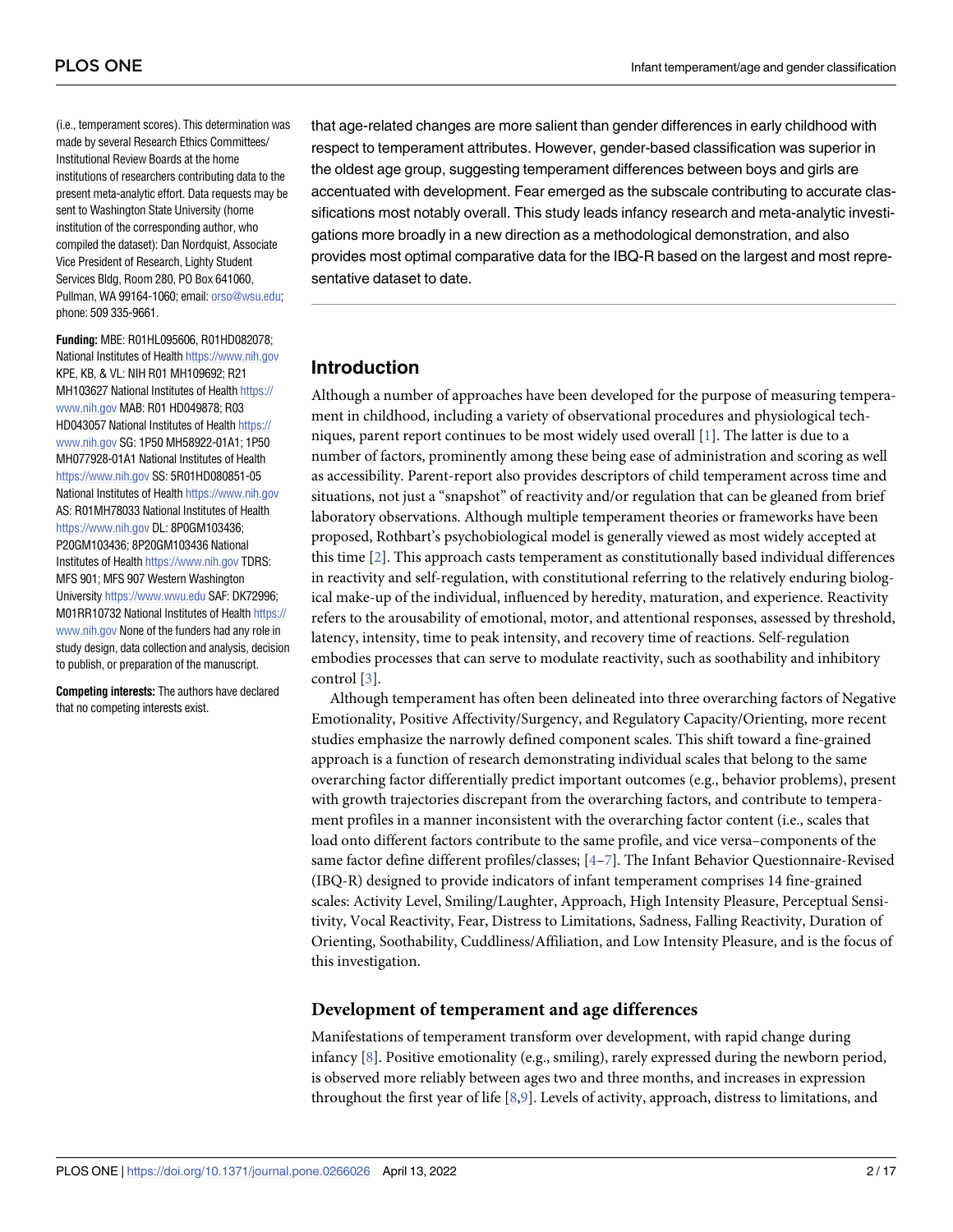(i.e., temperament scores). This determination was made by several Research Ethics Committees/ Institutional Review Boards at the home institutions of researchers contributing data to the present meta-analytic effort. Data requests may be sent to Washington State University (home institution of the corresponding author, who compiled the dataset): Dan Nordquist, Associate Vice President of Research, Lighty Student Services Bldg, Room 280, PO Box 641060, Pullman, WA 99164-1060; email: orso@wsu.edu; phone: 509 335-9661.

**Funding:** MBE: R01HL095606, R01HD082078; National Institutes of Health https://www.nih.gov KPE, KB, & VL: NIH R01 MH109692; R21 MH103627 National Institutes of Health https://www.nih.gov MAB: R01 HD049878; R03 HD043057 National Institutes of Health https://www.nih.gov SG: 1P50 MH58922-01A1; 1P50 MH077928-01A1 National Institutes of Health https://www.nih.gov SS: 5R01HD080851-05 National Institutes of Health https://www.nih.gov AS: R01MH78033 National Institutes of Health https://www.nih.gov DL: 8P0GM103436; P20GM103436; 8P20GM103436 National Institutes of Health https://www.nih.gov TDRS: MFS 901; MFS 907 Western Washington University https://www.wwu.edu SAF: DK72996; M01RR10732 National Institutes of Health https://www.nih.gov None of the funders had any role in study design, data collection and analysis, decision to publish, or preparation of the manuscript.

**Competing interests:** The authors have declared that no competing interests exist.

that age-related changes are more salient than gender differences in early childhood with respect to temperament attributes. However, gender-based classification was superior in the oldest age group, suggesting temperament differences between boys and girls are accentuated with development. Fear emerged as the subscale contributing to accurate classifications most notably overall. This study leads infancy research and meta-analytic investigations more broadly in a new direction as a methodological demonstration, and also provides most optimal comparative data for the IBQ-R based on the largest and most representative dataset to date.

## Introduction

Although a number of approaches have been developed for the purpose of measuring temperament in childhood, including a variety of observational procedures and physiological techniques, parent report continues to be most widely used overall [1]. The latter is due to a number of factors, prominently among these being ease of administration and scoring as well as accessibility. Parent-report also provides descriptors of child temperament across time and situations, not just a "snapshot" of reactivity and/or regulation that can be gleaned from brief laboratory observations. Although multiple temperament theories or frameworks have been proposed, Rothbart's psychobiological model is generally viewed as most widely accepted at this time [2]. This approach casts temperament as constitutionally based individual differences in reactivity and self-regulation, with constitutional referring to the relatively enduring biological make-up of the individual, influenced by heredity, maturation, and experience. Reactivity refers to the arousability of emotional, motor, and attentional responses, assessed by threshold, latency, intensity, time to peak intensity, and recovery time of reactions. Self-regulation embodies processes that can serve to modulate reactivity, such as soothability and inhibitory control [3].

Although temperament has often been delineated into three overarching factors of Negative Emotionality, Positive Affectivity/Surgency, and Regulatory Capacity/Orienting, more recent studies emphasize the narrowly defined component scales. This shift toward a fine-grained approach is a function of research demonstrating individual scales that belong to the same overarching factor differentially predict important outcomes (e.g., behavior problems), present with growth trajectories discrepant from the overarching factors, and contribute to temperament profiles in a manner inconsistent with the overarching factor content (i.e., scales that load onto different factors contribute to the same profile, and vice versa–components of the same factor define different profiles/classes; [4–7]. The Infant Behavior Questionnaire-Revised (IBQ-R) designed to provide indicators of infant temperament comprises 14 fine-grained scales: Activity Level, Smiling/Laughter, Approach, High Intensity Pleasure, Perceptual Sensitivity, Vocal Reactivity, Fear, Distress to Limitations, Sadness, Falling Reactivity, Duration of Orienting, Soothability, Cuddliness/Affiliation, and Low Intensity Pleasure, and is the focus of this investigation.

### Development of temperament and age differences

Manifestations of temperament transform over development, with rapid change during infancy [8]. Positive emotionality (e.g., smiling), rarely expressed during the newborn period, is observed more reliably between ages two and three months, and increases in expression throughout the first year of life [8,9]. Levels of activity, approach, distress to limitations, and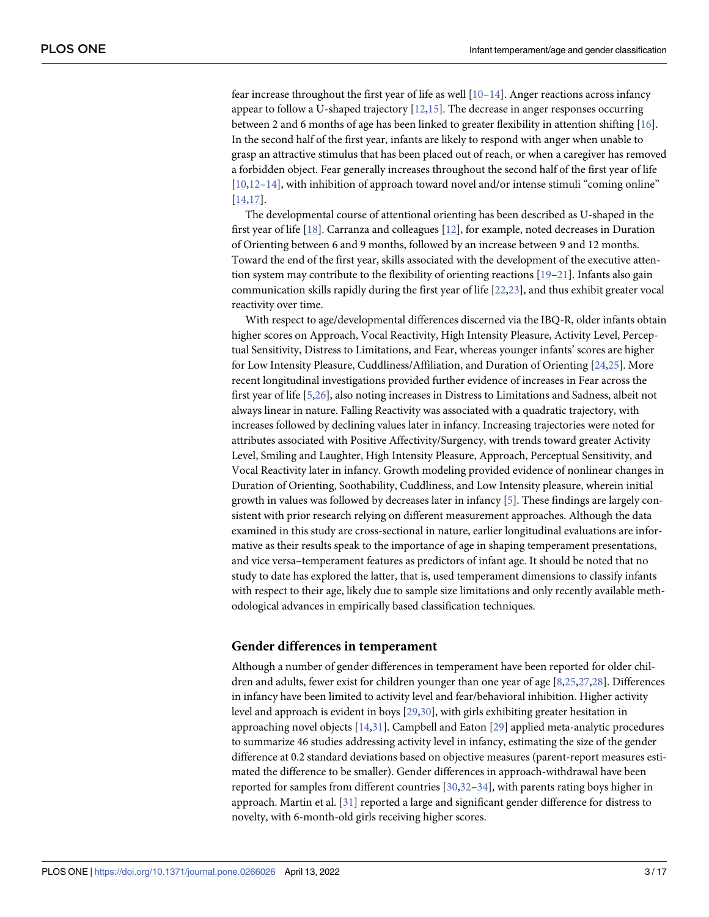fear increase throughout the first year of life as well [10–14]. Anger reactions across infancy appear to follow a U-shaped trajectory [12,15]. The decrease in anger responses occurring between 2 and 6 months of age has been linked to greater flexibility in attention shifting [16]. In the second half of the first year, infants are likely to respond with anger when unable to grasp an attractive stimulus that has been placed out of reach, or when a caregiver has removed a forbidden object. Fear generally increases throughout the second half of the first year of life [10,12–14], with inhibition of approach toward novel and/or intense stimuli "coming online" [14,17].

The developmental course of attentional orienting has been described as U-shaped in the first year of life [18]. Carranza and colleagues [12], for example, noted decreases in Duration of Orienting between 6 and 9 months, followed by an increase between 9 and 12 months. Toward the end of the first year, skills associated with the development of the executive attention system may contribute to the flexibility of orienting reactions [19–21]. Infants also gain communication skills rapidly during the first year of life [22,23], and thus exhibit greater vocal reactivity over time.

With respect to age/developmental differences discerned via the IBQ-R, older infants obtain higher scores on Approach, Vocal Reactivity, High Intensity Pleasure, Activity Level, Perceptual Sensitivity, Distress to Limitations, and Fear, whereas younger infants' scores are higher for Low Intensity Pleasure, Cuddliness/Affiliation, and Duration of Orienting [24,25]. More recent longitudinal investigations provided further evidence of increases in Fear across the first year of life [5,26], also noting increases in Distress to Limitations and Sadness, albeit not always linear in nature. Falling Reactivity was associated with a quadratic trajectory, with increases followed by declining values later in infancy. Increasing trajectories were noted for attributes associated with Positive Affectivity/Surgency, with trends toward greater Activity Level, Smiling and Laughter, High Intensity Pleasure, Approach, Perceptual Sensitivity, and Vocal Reactivity later in infancy. Growth modeling provided evidence of nonlinear changes in Duration of Orienting, Soothability, Cuddliness, and Low Intensity pleasure, wherein initial growth in values was followed by decreases later in infancy [5]. These findings are largely consistent with prior research relying on different measurement approaches. Although the data examined in this study are cross-sectional in nature, earlier longitudinal evaluations are informative as their results speak to the importance of age in shaping temperament presentations, and vice versa–temperament features as predictors of infant age. It should be noted that no study to date has explored the latter, that is, used temperament dimensions to classify infants with respect to their age, likely due to sample size limitations and only recently available methodological advances in empirically based classification techniques.

## Gender differences in temperament

Although a number of gender differences in temperament have been reported for older children and adults, fewer exist for children younger than one year of age [8,25,27,28]. Differences in infancy have been limited to activity level and fear/behavioral inhibition. Higher activity level and approach is evident in boys [29,30], with girls exhibiting greater hesitation in approaching novel objects [14,31]. Campbell and Eaton [29] applied meta-analytic procedures to summarize 46 studies addressing activity level in infancy, estimating the size of the gender difference at 0.2 standard deviations based on objective measures (parent-report measures estimated the difference to be smaller). Gender differences in approach-withdrawal have been reported for samples from different countries [30,32–34], with parents rating boys higher in approach. Martin et al. [31] reported a large and significant gender difference for distress to novelty, with 6-month-old girls receiving higher scores.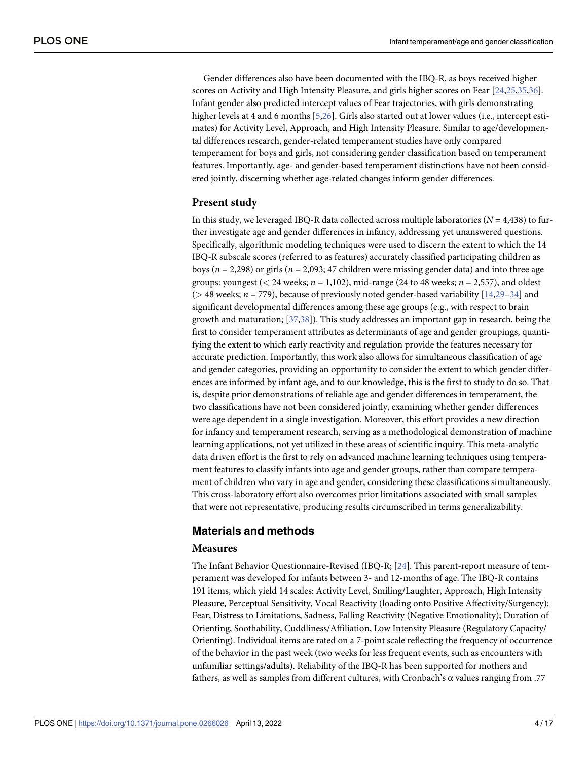Gender differences also have been documented with the IBQ-R, as boys received higher scores on Activity and High Intensity Pleasure, and girls higher scores on Fear [24,25,35,36]. Infant gender also predicted intercept values of Fear trajectories, with girls demonstrating higher levels at 4 and 6 months [5,26]. Girls also started out at lower values (i.e., intercept estimates) for Activity Level, Approach, and High Intensity Pleasure. Similar to age/developmental differences research, gender-related temperament studies have only compared temperament for boys and girls, not considering gender classification based on temperament features. Importantly, age- and gender-based temperament distinctions have not been considered jointly, discerning whether age-related changes inform gender differences.

## Present study

In this study, we leveraged IBQ-R data collected across multiple laboratories ($N = 4{,}438$) to further investigate age and gender differences in infancy, addressing yet unanswered questions. Specifically, algorithmic modeling techniques were used to discern the extent to which the 14 IBQ-R subscale scores (referred to as features) accurately classified participating children as boys ($n = 2{,}298$) or girls ($n = 2{,}093$; 47 children were missing gender data) and into three age groups: youngest (< 24 weeks; $n = 1{,}102$), mid-range (24 to 48 weeks; $n = 2{,}557$), and oldest (> 48 weeks; $n = 779$), because of previously noted gender-based variability [14,29–34] and significant developmental differences among these age groups (e.g., with respect to brain growth and maturation; [37,38]). This study addresses an important gap in research, being the first to consider temperament attributes as determinants of age and gender groupings, quantifying the extent to which early reactivity and regulation provide the features necessary for accurate prediction. Importantly, this work also allows for simultaneous classification of age and gender categories, providing an opportunity to consider the extent to which gender differences are informed by infant age, and to our knowledge, this is the first to study to do so. That is, despite prior demonstrations of reliable age and gender differences in temperament, the two classifications have not been considered jointly, examining whether gender differences were age dependent in a single investigation. Moreover, this effort provides a new direction for infancy and temperament research, serving as a methodological demonstration of machine learning applications, not yet utilized in these areas of scientific inquiry. This meta-analytic data driven effort is the first to rely on advanced machine learning techniques using temperament features to classify infants into age and gender groups, rather than compare temperament of children who vary in age and gender, considering these classifications simultaneously. This cross-laboratory effort also overcomes prior limitations associated with small samples that were not representative, producing results circumscribed in terms generalizability.

# Materials and methods

## Measures

The Infant Behavior Questionnaire-Revised (IBQ-R; [24]. This parent-report measure of temperament was developed for infants between 3- and 12-months of age. The IBQ-R contains 191 items, which yield 14 scales: Activity Level, Smiling/Laughter, Approach, High Intensity Pleasure, Perceptual Sensitivity, Vocal Reactivity (loading onto Positive Affectivity/Surgency); Fear, Distress to Limitations, Sadness, Falling Reactivity (Negative Emotionality); Duration of Orienting, Soothability, Cuddliness/Affiliation, Low Intensity Pleasure (Regulatory Capacity/Orienting). Individual items are rated on a 7-point scale reflecting the frequency of occurrence of the behavior in the past week (two weeks for less frequent events, such as encounters with unfamiliar settings/adults). Reliability of the IBQ-R has been supported for mothers and fathers, as well as samples from different cultures, with Cronbach's $\alpha$ values ranging from .77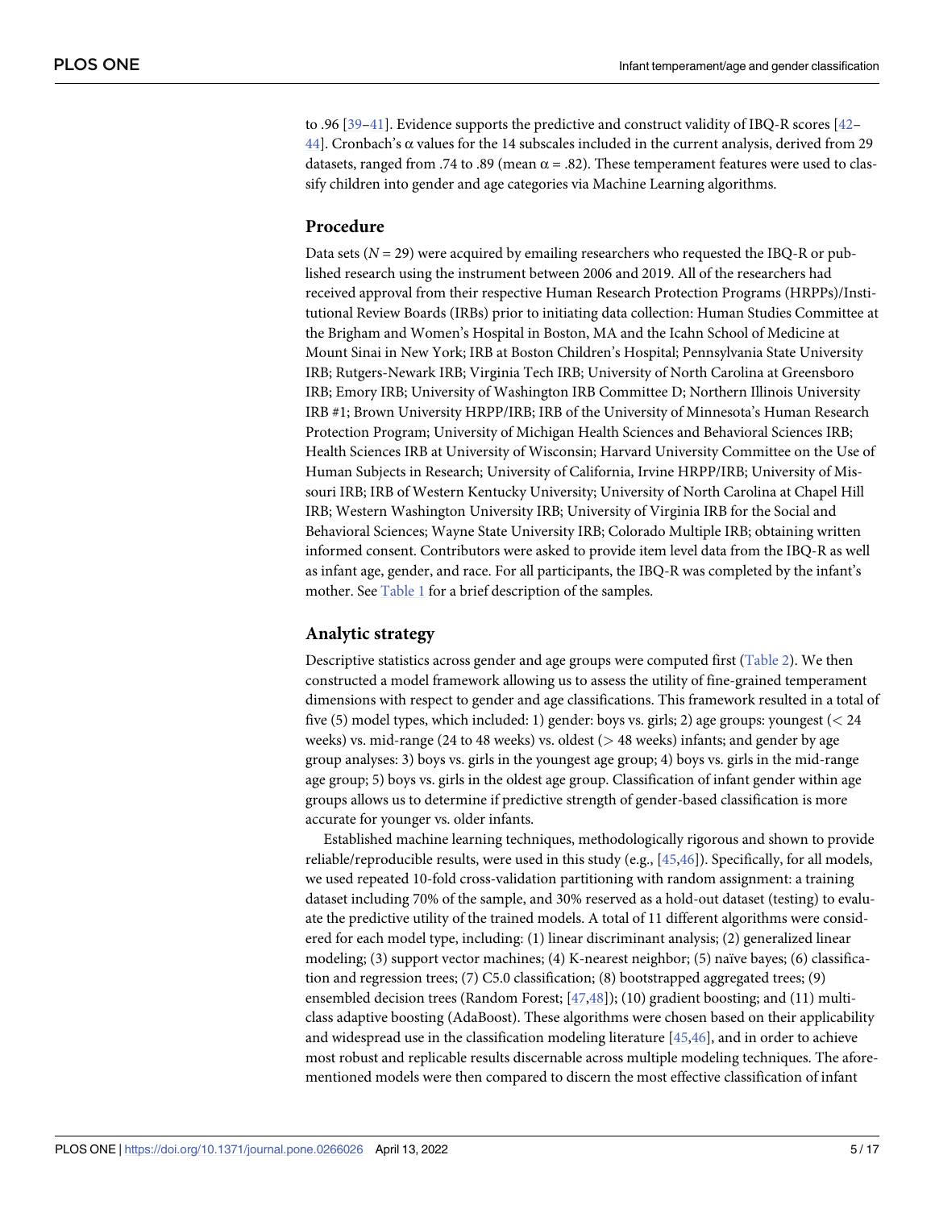to .96 [39–41]. Evidence supports the predictive and construct validity of IBQ-R scores [42–44]. Cronbach's α values for the 14 subscales included in the current analysis, derived from 29 datasets, ranged from .74 to .89 (mean α = .82). These temperament features were used to classify children into gender and age categories via Machine Learning algorithms.

## Procedure

Data sets (*N* = 29) were acquired by emailing researchers who requested the IBQ-R or published research using the instrument between 2006 and 2019. All of the researchers had received approval from their respective Human Research Protection Programs (HRPPs)/Institutional Review Boards (IRBs) prior to initiating data collection: Human Studies Committee at the Brigham and Women's Hospital in Boston, MA and the Icahn School of Medicine at Mount Sinai in New York; IRB at Boston Children's Hospital; Pennsylvania State University IRB; Rutgers-Newark IRB; Virginia Tech IRB; University of North Carolina at Greensboro IRB; Emory IRB; University of Washington IRB Committee D; Northern Illinois University IRB #1; Brown University HRPP/IRB; IRB of the University of Minnesota's Human Research Protection Program; University of Michigan Health Sciences and Behavioral Sciences IRB; Health Sciences IRB at University of Wisconsin; Harvard University Committee on the Use of Human Subjects in Research; University of California, Irvine HRPP/IRB; University of Missouri IRB; IRB of Western Kentucky University; University of North Carolina at Chapel Hill IRB; Western Washington University IRB; University of Virginia IRB for the Social and Behavioral Sciences; Wayne State University IRB; Colorado Multiple IRB; obtaining written informed consent. Contributors were asked to provide item level data from the IBQ-R as well as infant age, gender, and race. For all participants, the IBQ-R was completed by the infant's mother. See Table 1 for a brief description of the samples.

## Analytic strategy

Descriptive statistics across gender and age groups were computed first (Table 2). We then constructed a model framework allowing us to assess the utility of fine-grained temperament dimensions with respect to gender and age classifications. This framework resulted in a total of five (5) model types, which included: 1) gender: boys vs. girls; 2) age groups: youngest (< 24 weeks) vs. mid-range (24 to 48 weeks) vs. oldest (> 48 weeks) infants; and gender by age group analyses: 3) boys vs. girls in the youngest age group; 4) boys vs. girls in the mid-range age group; 5) boys vs. girls in the oldest age group. Classification of infant gender within age groups allows us to determine if predictive strength of gender-based classification is more accurate for younger vs. older infants.

Established machine learning techniques, methodologically rigorous and shown to provide reliable/reproducible results, were used in this study (e.g., [45,46]). Specifically, for all models, we used repeated 10-fold cross-validation partitioning with random assignment: a training dataset including 70% of the sample, and 30% reserved as a hold-out dataset (testing) to evaluate the predictive utility of the trained models. A total of 11 different algorithms were considered for each model type, including: (1) linear discriminant analysis; (2) generalized linear modeling; (3) support vector machines; (4) K-nearest neighbor; (5) naïve bayes; (6) classification and regression trees; (7) C5.0 classification; (8) bootstrapped aggregated trees; (9) ensembled decision trees (Random Forest; [47,48]); (10) gradient boosting; and (11) multiclass adaptive boosting (AdaBoost). These algorithms were chosen based on their applicability and widespread use in the classification modeling literature [45,46], and in order to achieve most robust and replicable results discernable across multiple modeling techniques. The aforementioned models were then compared to discern the most effective classification of infant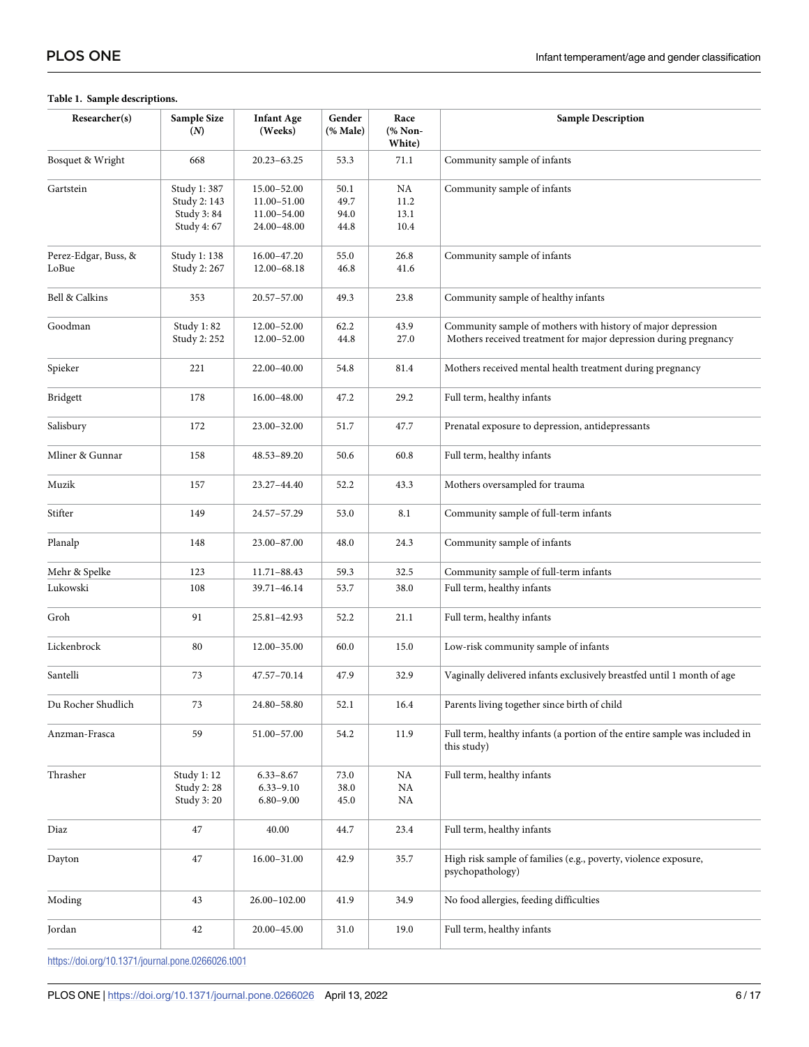**Table 1. Sample descriptions.**

| Researcher(s) | Sample Size (*N*) | Infant Age (Weeks) | Gender (% Male) | Race (% Non-White) | Sample Description |
|---|---|---|---|---|---|
| Bosquet & Wright | 668 | 20.23–63.25 | 53.3 | 71.1 | Community sample of infants |
| Gartstein | Study 1: 387<br>Study 2: 143<br>Study 3: 84<br>Study 4: 67 | 15.00–52.00<br>11.00–51.00<br>11.00–54.00<br>24.00–48.00 | 50.1<br>49.7<br>94.0<br>44.8 | NA<br>11.2<br>13.1<br>10.4 | Community sample of infants |
| Perez-Edgar, Buss, & LoBue | Study 1: 138<br>Study 2: 267 | 16.00–47.20<br>12.00–68.18 | 55.0<br>46.8 | 26.8<br>41.6 | Community sample of infants |
| Bell & Calkins | 353 | 20.57–57.00 | 49.3 | 23.8 | Community sample of healthy infants |
| Goodman | Study 1: 82<br>Study 2: 252 | 12.00–52.00<br>12.00–52.00 | 62.2<br>44.8 | 43.9<br>27.0 | Community sample of mothers with history of major depression<br>Mothers received treatment for major depression during pregnancy |
| Spieker | 221 | 22.00–40.00 | 54.8 | 81.4 | Mothers received mental health treatment during pregnancy |
| Bridgett | 178 | 16.00–48.00 | 47.2 | 29.2 | Full term, healthy infants |
| Salisbury | 172 | 23.00–32.00 | 51.7 | 47.7 | Prenatal exposure to depression, antidepressants |
| Mliner & Gunnar | 158 | 48.53–89.20 | 50.6 | 60.8 | Full term, healthy infants |
| Muzik | 157 | 23.27–44.40 | 52.2 | 43.3 | Mothers oversampled for trauma |
| Stifter | 149 | 24.57–57.29 | 53.0 | 8.1 | Community sample of full-term infants |
| Planalp | 148 | 23.00–87.00 | 48.0 | 24.3 | Community sample of infants |
| Mehr & Spelke | 123 | 11.71–88.43 | 59.3 | 32.5 | Community sample of full-term infants |
| Lukowski | 108 | 39.71–46.14 | 53.7 | 38.0 | Full term, healthy infants |
| Groh | 91 | 25.81–42.93 | 52.2 | 21.1 | Full term, healthy infants |
| Lickenbrock | 80 | 12.00–35.00 | 60.0 | 15.0 | Low-risk community sample of infants |
| Santelli | 73 | 47.57–70.14 | 47.9 | 32.9 | Vaginally delivered infants exclusively breastfed until 1 month of age |
| Du Rocher Shudlich | 73 | 24.80–58.80 | 52.1 | 16.4 | Parents living together since birth of child |
| Anzman-Frasca | 59 | 51.00–57.00 | 54.2 | 11.9 | Full term, healthy infants (a portion of the entire sample was included in this study) |
| Thrasher | Study 1: 12<br>Study 2: 28<br>Study 3: 20 | 6.33–8.67<br>6.33–9.10<br>6.80–9.00 | 73.0<br>38.0<br>45.0 | NA<br>NA<br>NA | Full term, healthy infants |
| Diaz | 47 | 40.00 | 44.7 | 23.4 | Full term, healthy infants |
| Dayton | 47 | 16.00–31.00 | 42.9 | 35.7 | High risk sample of families (e.g., poverty, violence exposure, psychopathology) |
| Moding | 43 | 26.00–102.00 | 41.9 | 34.9 | No food allergies, feeding difficulties |
| Jordan | 42 | 20.00–45.00 | 31.0 | 19.0 | Full term, healthy infants |

https://doi.org/10.1371/journal.pone.0266026.t001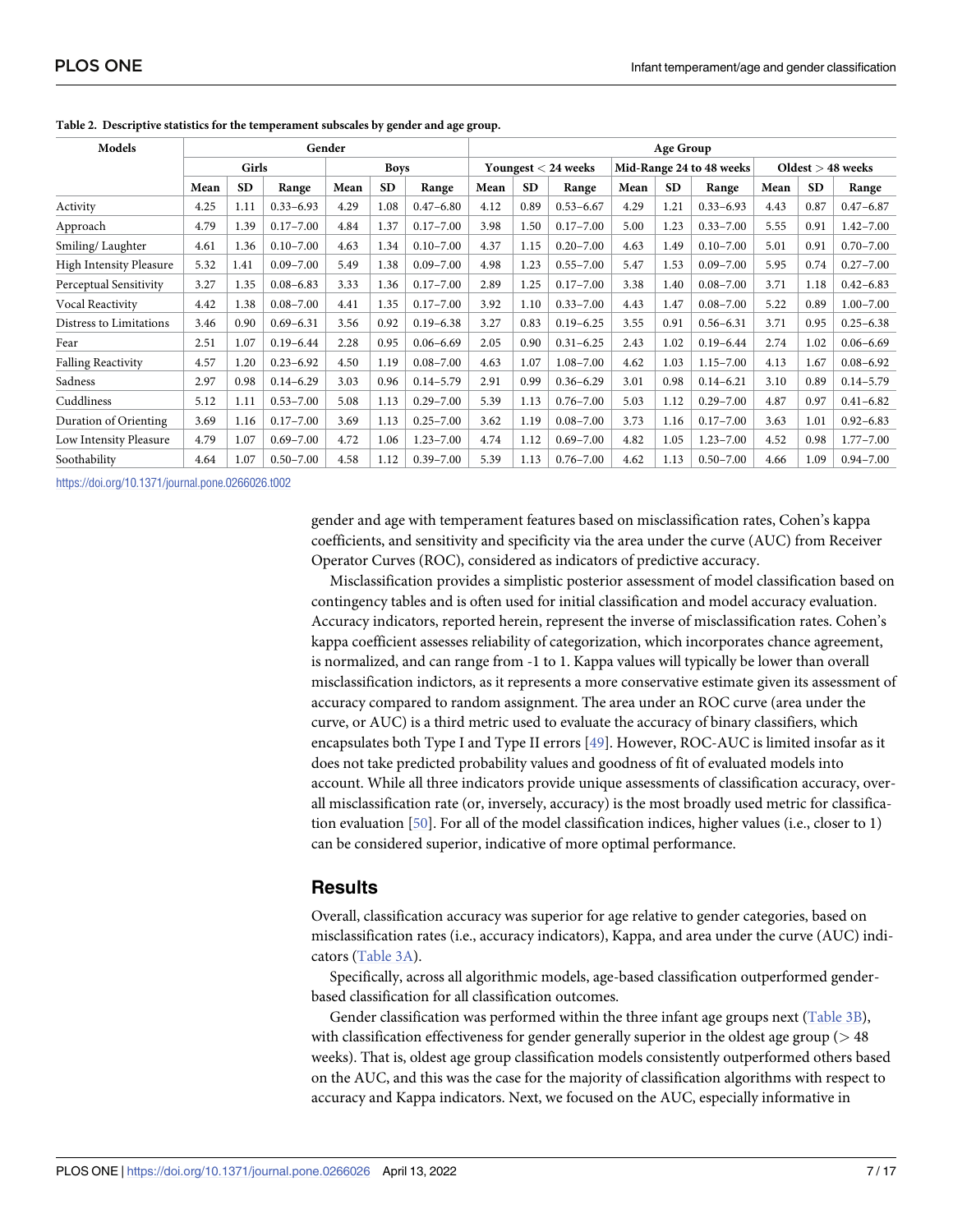**Table 2. Descriptive statistics for the temperament subscales by gender and age group.**

| Models | Gender | | | | | | Age Group | | | | | | | | |
|---|---|---|---|---|---|---|---|---|---|---|---|---|---|---|---|
| | Girls | | | Boys | | | Youngest < 24 weeks | | | Mid-Range 24 to 48 weeks | | | Oldest > 48 weeks | | |
| | Mean | SD | Range | Mean | SD | Range | Mean | SD | Range | Mean | SD | Range | Mean | SD | Range |
| Activity | 4.25 | 1.11 | 0.33–6.93 | 4.29 | 1.08 | 0.47–6.80 | 4.12 | 0.89 | 0.53–6.67 | 4.29 | 1.21 | 0.33–6.93 | 4.43 | 0.87 | 0.47–6.87 |
| Approach | 4.79 | 1.39 | 0.17–7.00 | 4.84 | 1.37 | 0.17–7.00 | 3.98 | 1.50 | 0.17–7.00 | 5.00 | 1.23 | 0.33–7.00 | 5.55 | 0.91 | 1.42–7.00 |
| Smiling/ Laughter | 4.61 | 1.36 | 0.10–7.00 | 4.63 | 1.34 | 0.10–7.00 | 4.37 | 1.15 | 0.20–7.00 | 4.63 | 1.49 | 0.10–7.00 | 5.01 | 0.91 | 0.70–7.00 |
| High Intensity Pleasure | 5.32 | 1.41 | 0.09–7.00 | 5.49 | 1.38 | 0.09–7.00 | 4.98 | 1.23 | 0.55–7.00 | 5.47 | 1.53 | 0.09–7.00 | 5.95 | 0.74 | 0.27–7.00 |
| Perceptual Sensitivity | 3.27 | 1.35 | 0.08–6.83 | 3.33 | 1.36 | 0.17–7.00 | 2.89 | 1.25 | 0.17–7.00 | 3.38 | 1.40 | 0.08–7.00 | 3.71 | 1.18 | 0.42–6.83 |
| Vocal Reactivity | 4.42 | 1.38 | 0.08–7.00 | 4.41 | 1.35 | 0.17–7.00 | 3.92 | 1.10 | 0.33–7.00 | 4.43 | 1.47 | 0.08–7.00 | 5.22 | 0.89 | 1.00–7.00 |
| Distress to Limitations | 3.46 | 0.90 | 0.69–6.31 | 3.56 | 0.92 | 0.19–6.38 | 3.27 | 0.83 | 0.19–6.25 | 3.55 | 0.91 | 0.56–6.31 | 3.71 | 0.95 | 0.25–6.38 |
| Fear | 2.51 | 1.07 | 0.19–6.44 | 2.28 | 0.95 | 0.06–6.69 | 2.05 | 0.90 | 0.31–6.25 | 2.43 | 1.02 | 0.19–6.44 | 2.74 | 1.02 | 0.06–6.69 |
| Falling Reactivity | 4.57 | 1.20 | 0.23–6.92 | 4.50 | 1.19 | 0.08–7.00 | 4.63 | 1.07 | 1.08–7.00 | 4.62 | 1.03 | 1.15–7.00 | 4.13 | 1.67 | 0.08–6.92 |
| Sadness | 2.97 | 0.98 | 0.14–6.29 | 3.03 | 0.96 | 0.14–5.79 | 2.91 | 0.99 | 0.36–6.29 | 3.01 | 0.98 | 0.14–6.21 | 3.10 | 0.89 | 0.14–5.79 |
| Cuddliness | 5.12 | 1.11 | 0.53–7.00 | 5.08 | 1.13 | 0.29–7.00 | 5.39 | 1.13 | 0.76–7.00 | 5.03 | 1.12 | 0.29–7.00 | 4.87 | 0.97 | 0.41–6.82 |
| Duration of Orienting | 3.69 | 1.16 | 0.17–7.00 | 3.69 | 1.13 | 0.25–7.00 | 3.62 | 1.19 | 0.08–7.00 | 3.73 | 1.16 | 0.17–7.00 | 3.63 | 1.01 | 0.92–6.83 |
| Low Intensity Pleasure | 4.79 | 1.07 | 0.69–7.00 | 4.72 | 1.06 | 1.23–7.00 | 4.74 | 1.12 | 0.69–7.00 | 4.82 | 1.05 | 1.23–7.00 | 4.52 | 0.98 | 1.77–7.00 |
| Soothability | 4.64 | 1.07 | 0.50–7.00 | 4.58 | 1.12 | 0.39–7.00 | 5.39 | 1.13 | 0.76–7.00 | 4.62 | 1.13 | 0.50–7.00 | 4.66 | 1.09 | 0.94–7.00 |

https://doi.org/10.1371/journal.pone.0266026.t002

gender and age with temperament features based on misclassification rates, Cohen's kappa coefficients, and sensitivity and specificity via the area under the curve (AUC) from Receiver Operator Curves (ROC), considered as indicators of predictive accuracy.

Misclassification provides a simplistic posterior assessment of model classification based on contingency tables and is often used for initial classification and model accuracy evaluation. Accuracy indicators, reported herein, represent the inverse of misclassification rates. Cohen's kappa coefficient assesses reliability of categorization, which incorporates chance agreement, is normalized, and can range from -1 to 1. Kappa values will typically be lower than overall misclassification indictors, as it represents a more conservative estimate given its assessment of accuracy compared to random assignment. The area under an ROC curve (area under the curve, or AUC) is a third metric used to evaluate the accuracy of binary classifiers, which encapsulates both Type I and Type II errors [49]. However, ROC-AUC is limited insofar as it does not take predicted probability values and goodness of fit of evaluated models into account. While all three indicators provide unique assessments of classification accuracy, overall misclassification rate (or, inversely, accuracy) is the most broadly used metric for classification evaluation [50]. For all of the model classification indices, higher values (i.e., closer to 1) can be considered superior, indicative of more optimal performance.

## Results

Overall, classification accuracy was superior for age relative to gender categories, based on misclassification rates (i.e., accuracy indicators), Kappa, and area under the curve (AUC) indicators (Table 3A).

Specifically, across all algorithmic models, age-based classification outperformed gender-based classification for all classification outcomes.

Gender classification was performed within the three infant age groups next (Table 3B), with classification effectiveness for gender generally superior in the oldest age group (> 48 weeks). That is, oldest age group classification models consistently outperformed others based on the AUC, and this was the case for the majority of classification algorithms with respect to accuracy and Kappa indicators. Next, we focused on the AUC, especially informative in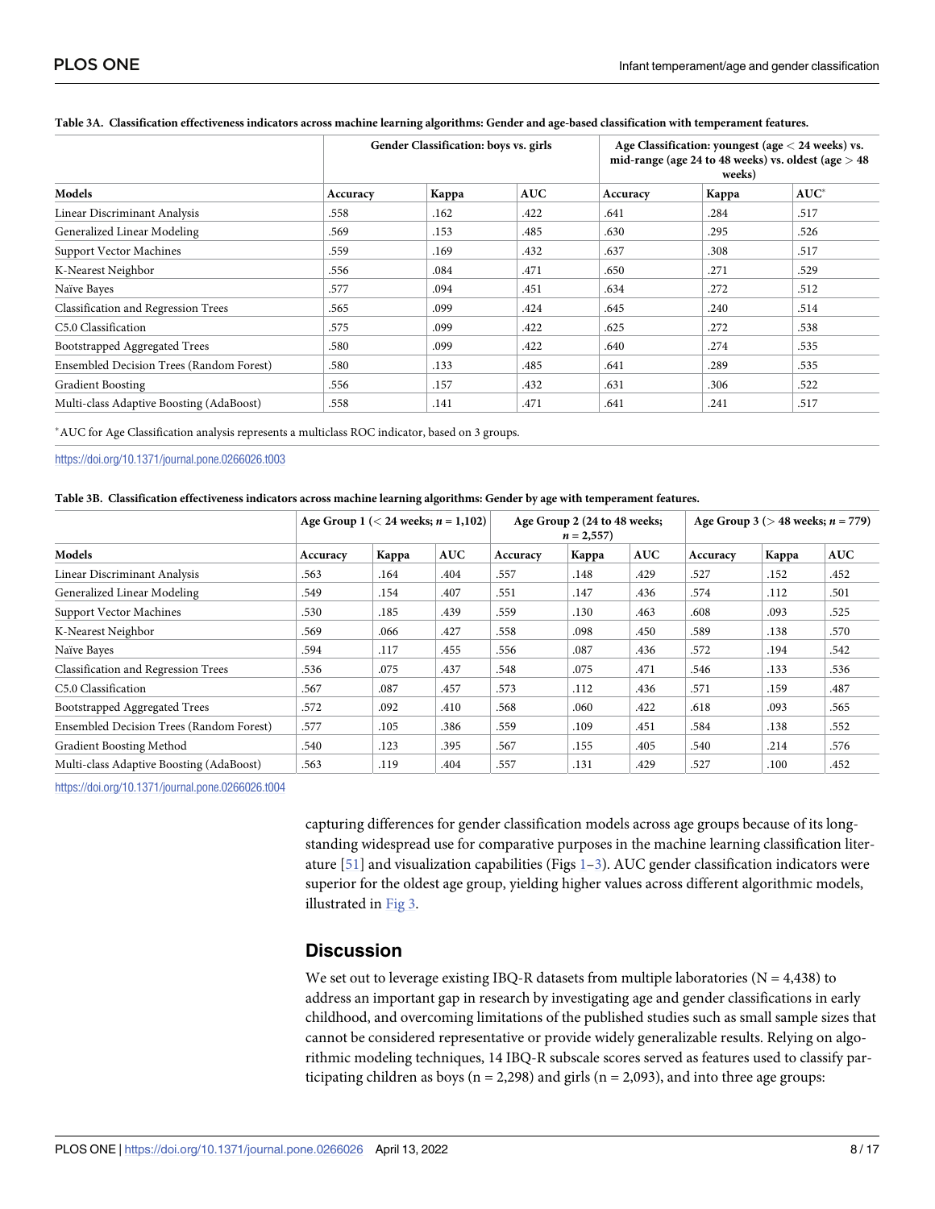**Table 3A. Classification effectiveness indicators across machine learning algorithms: Gender and age-based classification with temperament features.**

| | Gender Classification: boys vs. girls | | | Age Classification: youngest (age < 24 weeks) vs. mid-range (age 24 to 48 weeks) vs. oldest (age > 48 weeks) | | |
|---|---|---|---|---|---|---|
| **Models** | **Accuracy** | **Kappa** | **AUC** | **Accuracy** | **Kappa** | **AUC*** |
| Linear Discriminant Analysis | .558 | .162 | .422 | .641 | .284 | .517 |
| Generalized Linear Modeling | .569 | .153 | .485 | .630 | .295 | .526 |
| Support Vector Machines | .559 | .169 | .432 | .637 | .308 | .517 |
| K-Nearest Neighbor | .556 | .084 | .471 | .650 | .271 | .529 |
| Naïve Bayes | .577 | .094 | .451 | .634 | .272 | .512 |
| Classification and Regression Trees | .565 | .099 | .424 | .645 | .240 | .514 |
| C5.0 Classification | .575 | .099 | .422 | .625 | .272 | .538 |
| Bootstrapped Aggregated Trees | .580 | .099 | .422 | .640 | .274 | .535 |
| Ensembled Decision Trees (Random Forest) | .580 | .133 | .485 | .641 | .289 | .535 |
| Gradient Boosting | .556 | .157 | .432 | .631 | .306 | .522 |
| Multi-class Adaptive Boosting (AdaBoost) | .558 | .141 | .471 | .641 | .241 | .517 |

*AUC for Age Classification analysis represents a multiclass ROC indicator, based on 3 groups.

https://doi.org/10.1371/journal.pone.0266026.t003

**Table 3B. Classification effectiveness indicators across machine learning algorithms: Gender by age with temperament features.**

| | Age Group 1 (< 24 weeks; *n* = 1,102) | | | Age Group 2 (24 to 48 weeks; *n* = 2,557) | | | Age Group 3 (> 48 weeks; *n* = 779) | | |
|---|---|---|---|---|---|---|---|---|---|
| **Models** | **Accuracy** | **Kappa** | **AUC** | **Accuracy** | **Kappa** | **AUC** | **Accuracy** | **Kappa** | **AUC** |
| Linear Discriminant Analysis | .563 | .164 | .404 | .557 | .148 | .429 | .527 | .152 | .452 |
| Generalized Linear Modeling | .549 | .154 | .407 | .551 | .147 | .436 | .574 | .112 | .501 |
| Support Vector Machines | .530 | .185 | .439 | .559 | .130 | .463 | .608 | .093 | .525 |
| K-Nearest Neighbor | .569 | .066 | .427 | .558 | .098 | .450 | .589 | .138 | .570 |
| Naïve Bayes | .594 | .117 | .455 | .556 | .087 | .436 | .572 | .194 | .542 |
| Classification and Regression Trees | .536 | .075 | .437 | .548 | .075 | .471 | .546 | .133 | .536 |
| C5.0 Classification | .567 | .087 | .457 | .573 | .112 | .436 | .571 | .159 | .487 |
| Bootstrapped Aggregated Trees | .572 | .092 | .410 | .568 | .060 | .422 | .618 | .093 | .565 |
| Ensembled Decision Trees (Random Forest) | .577 | .105 | .386 | .559 | .109 | .451 | .584 | .138 | .552 |
| Gradient Boosting Method | .540 | .123 | .395 | .567 | .155 | .405 | .540 | .214 | .576 |
| Multi-class Adaptive Boosting (AdaBoost) | .563 | .119 | .404 | .557 | .131 | .429 | .527 | .100 | .452 |

https://doi.org/10.1371/journal.pone.0266026.t004

capturing differences for gender classification models across age groups because of its long-standing widespread use for comparative purposes in the machine learning classification literature [51] and visualization capabilities (Figs 1–3). AUC gender classification indicators were superior for the oldest age group, yielding higher values across different algorithmic models, illustrated in Fig 3.

## Discussion

We set out to leverage existing IBQ-R datasets from multiple laboratories (N = 4,438) to address an important gap in research by investigating age and gender classifications in early childhood, and overcoming limitations of the published studies such as small sample sizes that cannot be considered representative or provide widely generalizable results. Relying on algorithmic modeling techniques, 14 IBQ-R subscale scores served as features used to classify participating children as boys (n = 2,298) and girls (n = 2,093), and into three age groups: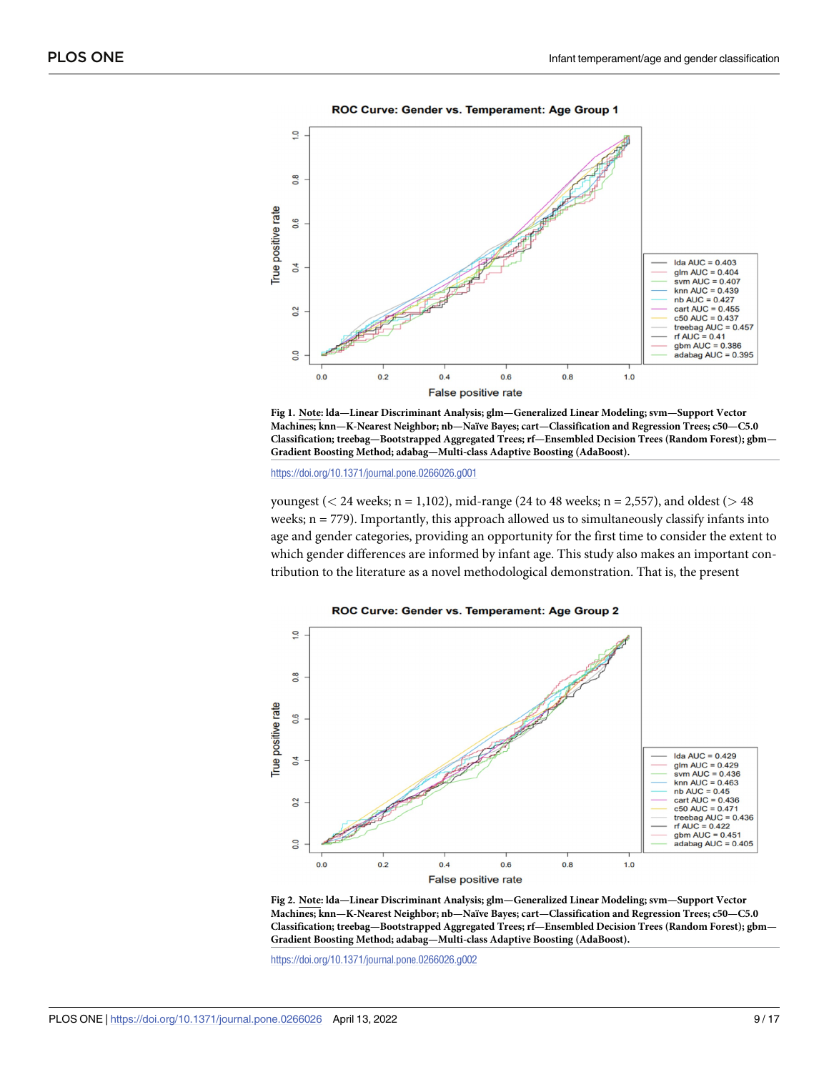**Fig 1. Note: lda—Linear Discriminant Analysis; glm—Generalized Linear Modeling; svm—Support Vector Machines; knn—K-Nearest Neighbor; nb—Naïve Bayes; cart—Classification and Regression Trees; c50—C5.0 Classification; treebag—Bootstrapped Aggregated Trees; rf—Ensembled Decision Trees (Random Forest); gbm—Gradient Boosting Method; adabag—Multi-class Adaptive Boosting (AdaBoost).**

https://doi.org/10.1371/journal.pone.0266026.g001

youngest (< 24 weeks; n = 1,102), mid-range (24 to 48 weeks; n = 2,557), and oldest (> 48 weeks; n = 779). Importantly, this approach allowed us to simultaneously classify infants into age and gender categories, providing an opportunity for the first time to consider the extent to which gender differences are informed by infant age. This study also makes an important contribution to the literature as a novel methodological demonstration. That is, the present

**Fig 2. Note: lda—Linear Discriminant Analysis; glm—Generalized Linear Modeling; svm—Support Vector Machines; knn—K-Nearest Neighbor; nb—Naïve Bayes; cart—Classification and Regression Trees; c50—C5.0 Classification; treebag—Bootstrapped Aggregated Trees; rf—Ensembled Decision Trees (Random Forest); gbm—Gradient Boosting Method; adabag—Multi-class Adaptive Boosting (AdaBoost).**

https://doi.org/10.1371/journal.pone.0266026.g002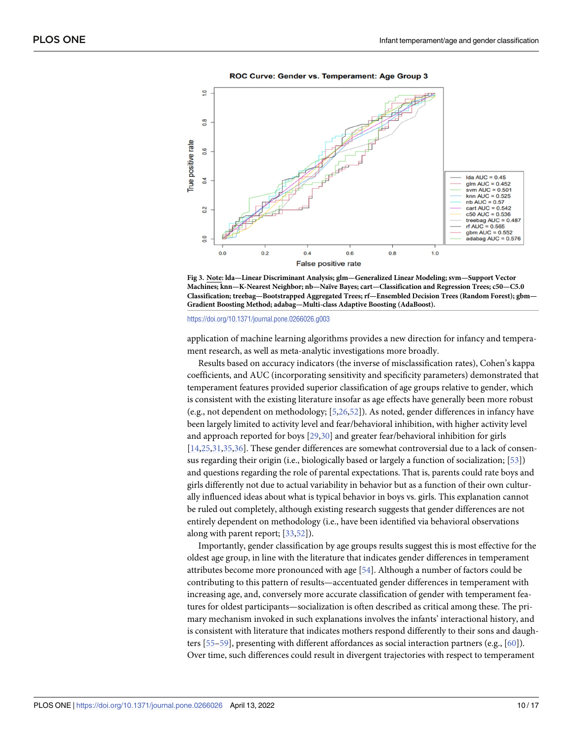Fig 3. Note: lda—Linear Discriminant Analysis; glm—Generalized Linear Modeling; svm—Support Vector Machines; knn—K-Nearest Neighbor; nb—Naïve Bayes; cart—Classification and Regression Trees; c50—C5.0 Classification; treebag—Bootstrapped Aggregated Trees; rf—Ensembled Decision Trees (Random Forest); gbm—Gradient Boosting Method; adabag—Multi-class Adaptive Boosting (AdaBoost).

https://doi.org/10.1371/journal.pone.0266026.g003

application of machine learning algorithms provides a new direction for infancy and temperament research, as well as meta-analytic investigations more broadly.

Results based on accuracy indicators (the inverse of misclassification rates), Cohen's kappa coefficients, and AUC (incorporating sensitivity and specificity parameters) demonstrated that temperament features provided superior classification of age groups relative to gender, which is consistent with the existing literature insofar as age effects have generally been more robust (e.g., not dependent on methodology; [5,26,52]). As noted, gender differences in infancy have been largely limited to activity level and fear/behavioral inhibition, with higher activity level and approach reported for boys [29,30] and greater fear/behavioral inhibition for girls [14,25,31,35,36]. These gender differences are somewhat controversial due to a lack of consensus regarding their origin (i.e., biologically based or largely a function of socialization; [53]) and questions regarding the role of parental expectations. That is, parents could rate boys and girls differently not due to actual variability in behavior but as a function of their own culturally influenced ideas about what is typical behavior in boys vs. girls. This explanation cannot be ruled out completely, although existing research suggests that gender differences are not entirely dependent on methodology (i.e., have been identified via behavioral observations along with parent report; [33,52]).

Importantly, gender classification by age groups results suggest this is most effective for the oldest age group, in line with the literature that indicates gender differences in temperament attributes become more pronounced with age [54]. Although a number of factors could be contributing to this pattern of results—accentuated gender differences in temperament with increasing age, and, conversely more accurate classification of gender with temperament features for oldest participants—socialization is often described as critical among these. The primary mechanism invoked in such explanations involves the infants' interactional history, and is consistent with literature that indicates mothers respond differently to their sons and daughters [55–59], presenting with different affordances as social interaction partners (e.g., [60]). Over time, such differences could result in divergent trajectories with respect to temperament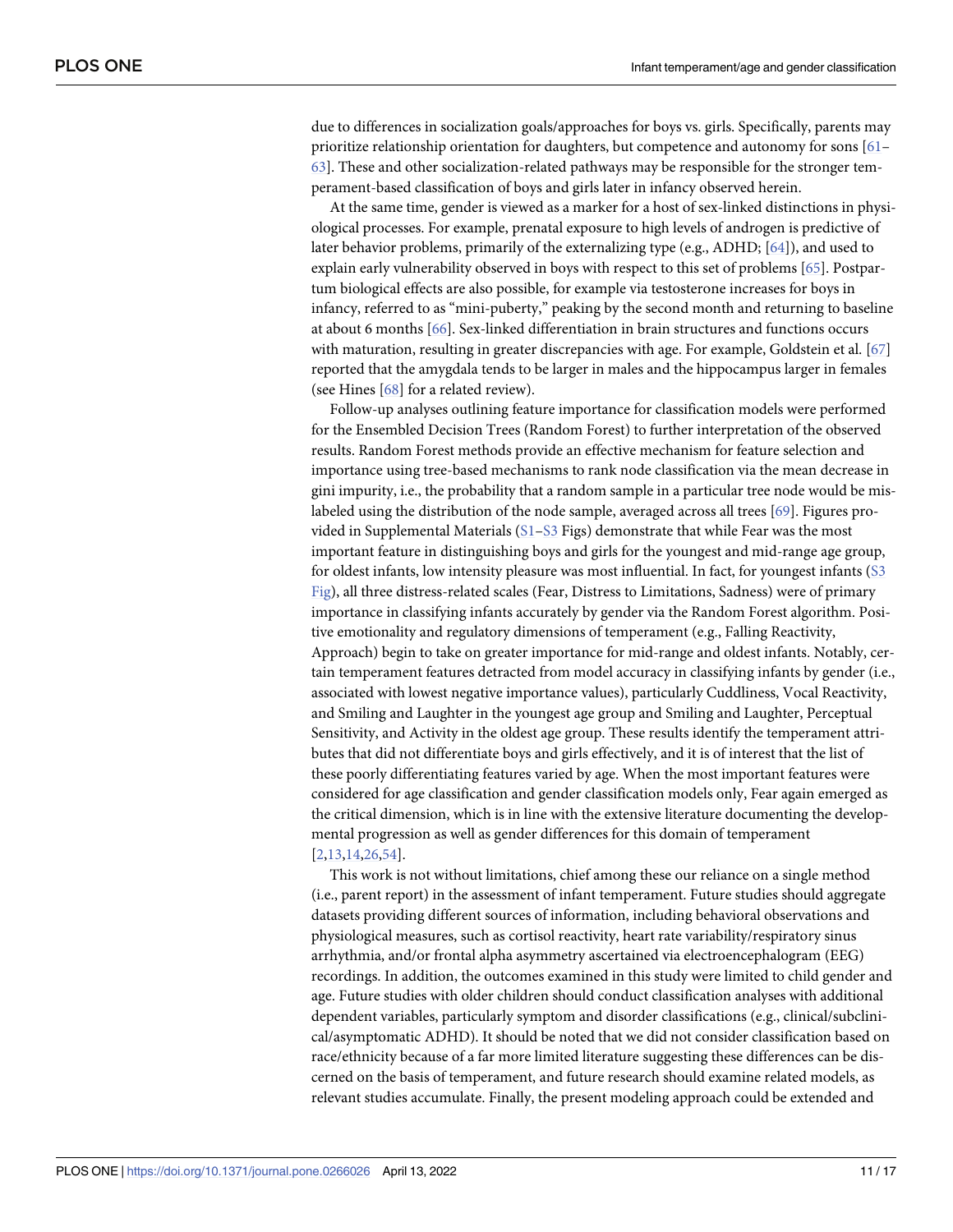due to differences in socialization goals/approaches for boys vs. girls. Specifically, parents may prioritize relationship orientation for daughters, but competence and autonomy for sons [61–63]. These and other socialization-related pathways may be responsible for the stronger temperament-based classification of boys and girls later in infancy observed herein.

At the same time, gender is viewed as a marker for a host of sex-linked distinctions in physiological processes. For example, prenatal exposure to high levels of androgen is predictive of later behavior problems, primarily of the externalizing type (e.g., ADHD; [64]), and used to explain early vulnerability observed in boys with respect to this set of problems [65]. Postpartum biological effects are also possible, for example via testosterone increases for boys in infancy, referred to as "mini-puberty," peaking by the second month and returning to baseline at about 6 months [66]. Sex-linked differentiation in brain structures and functions occurs with maturation, resulting in greater discrepancies with age. For example, Goldstein et al. [67] reported that the amygdala tends to be larger in males and the hippocampus larger in females (see Hines [68] for a related review).

Follow-up analyses outlining feature importance for classification models were performed for the Ensembled Decision Trees (Random Forest) to further interpretation of the observed results. Random Forest methods provide an effective mechanism for feature selection and importance using tree-based mechanisms to rank node classification via the mean decrease in gini impurity, i.e., the probability that a random sample in a particular tree node would be mislabeled using the distribution of the node sample, averaged across all trees [69]. Figures provided in Supplemental Materials (S1–S3 Figs) demonstrate that while Fear was the most important feature in distinguishing boys and girls for the youngest and mid-range age group, for oldest infants, low intensity pleasure was most influential. In fact, for youngest infants (S3 Fig), all three distress-related scales (Fear, Distress to Limitations, Sadness) were of primary importance in classifying infants accurately by gender via the Random Forest algorithm. Positive emotionality and regulatory dimensions of temperament (e.g., Falling Reactivity, Approach) begin to take on greater importance for mid-range and oldest infants. Notably, certain temperament features detracted from model accuracy in classifying infants by gender (i.e., associated with lowest negative importance values), particularly Cuddliness, Vocal Reactivity, and Smiling and Laughter in the youngest age group and Smiling and Laughter, Perceptual Sensitivity, and Activity in the oldest age group. These results identify the temperament attributes that did not differentiate boys and girls effectively, and it is of interest that the list of these poorly differentiating features varied by age. When the most important features were considered for age classification and gender classification models only, Fear again emerged as the critical dimension, which is in line with the extensive literature documenting the developmental progression as well as gender differences for this domain of temperament [2,13,14,26,54].

This work is not without limitations, chief among these our reliance on a single method (i.e., parent report) in the assessment of infant temperament. Future studies should aggregate datasets providing different sources of information, including behavioral observations and physiological measures, such as cortisol reactivity, heart rate variability/respiratory sinus arrhythmia, and/or frontal alpha asymmetry ascertained via electroencephalogram (EEG) recordings. In addition, the outcomes examined in this study were limited to child gender and age. Future studies with older children should conduct classification analyses with additional dependent variables, particularly symptom and disorder classifications (e.g., clinical/subclinical/asymptomatic ADHD). It should be noted that we did not consider classification based on race/ethnicity because of a far more limited literature suggesting these differences can be discerned on the basis of temperament, and future research should examine related models, as relevant studies accumulate. Finally, the present modeling approach could be extended and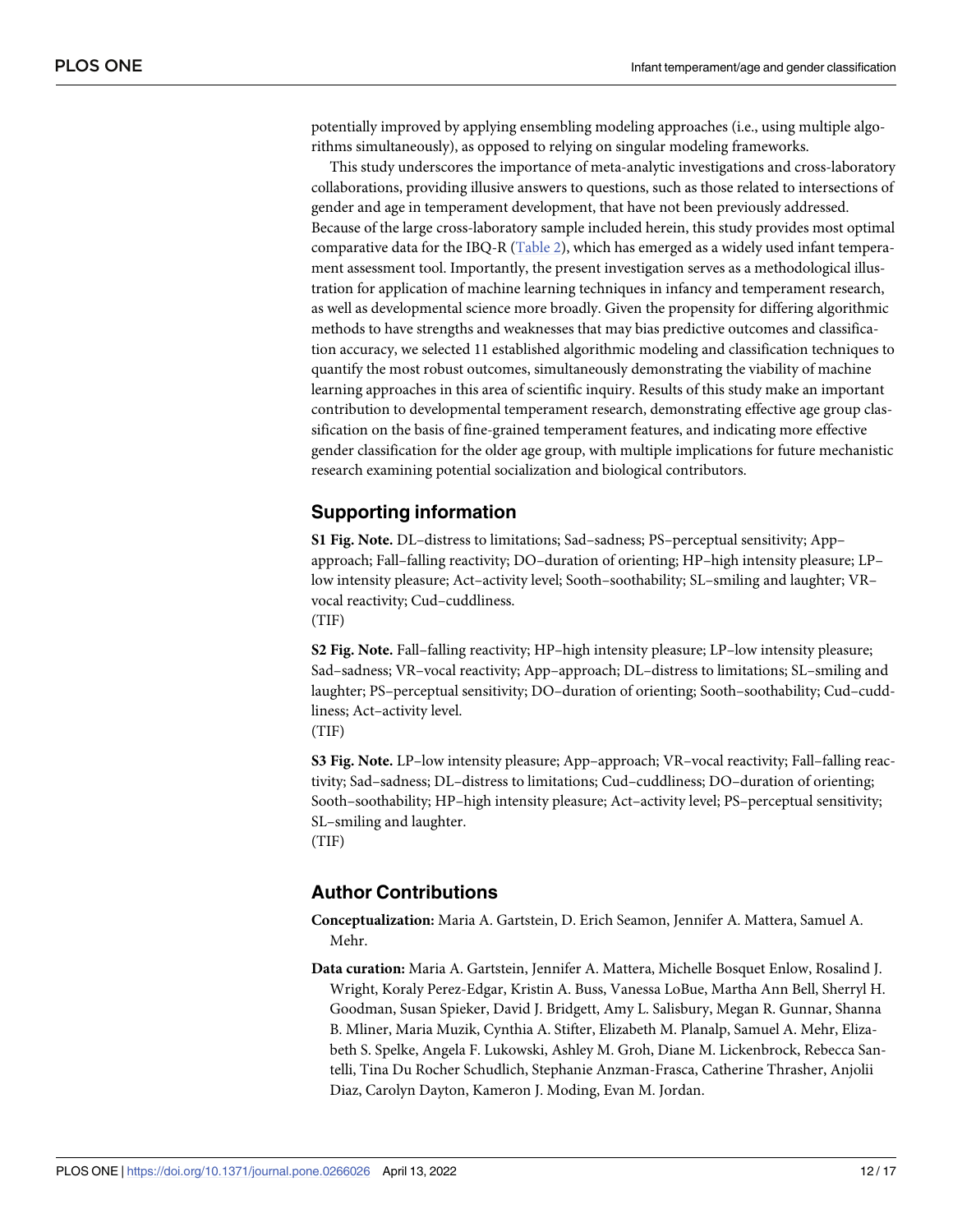potentially improved by applying ensembling modeling approaches (i.e., using multiple algorithms simultaneously), as opposed to relying on singular modeling frameworks.

This study underscores the importance of meta-analytic investigations and cross-laboratory collaborations, providing illusive answers to questions, such as those related to intersections of gender and age in temperament development, that have not been previously addressed. Because of the large cross-laboratory sample included herein, this study provides most optimal comparative data for the IBQ-R (Table 2), which has emerged as a widely used infant temperament assessment tool. Importantly, the present investigation serves as a methodological illustration for application of machine learning techniques in infancy and temperament research, as well as developmental science more broadly. Given the propensity for differing algorithmic methods to have strengths and weaknesses that may bias predictive outcomes and classification accuracy, we selected 11 established algorithmic modeling and classification techniques to quantify the most robust outcomes, simultaneously demonstrating the viability of machine learning approaches in this area of scientific inquiry. Results of this study make an important contribution to developmental temperament research, demonstrating effective age group classification on the basis of fine-grained temperament features, and indicating more effective gender classification for the older age group, with multiple implications for future mechanistic research examining potential socialization and biological contributors.

## Supporting information

**S1 Fig. Note.** DL–distress to limitations; Sad–sadness; PS–perceptual sensitivity; App–approach; Fall–falling reactivity; DO–duration of orienting; HP–high intensity pleasure; LP–low intensity pleasure; Act–activity level; Sooth–soothability; SL–smiling and laughter; VR–vocal reactivity; Cud–cuddliness.
(TIF)

**S2 Fig. Note.** Fall–falling reactivity; HP–high intensity pleasure; LP–low intensity pleasure; Sad–sadness; VR–vocal reactivity; App–approach; DL–distress to limitations; SL–smiling and laughter; PS–perceptual sensitivity; DO–duration of orienting; Sooth–soothability; Cud–cuddliness; Act–activity level.
(TIF)

**S3 Fig. Note.** LP–low intensity pleasure; App–approach; VR–vocal reactivity; Fall–falling reactivity; Sad–sadness; DL–distress to limitations; Cud–cuddliness; DO–duration of orienting; Sooth–soothability; HP–high intensity pleasure; Act–activity level; PS–perceptual sensitivity; SL–smiling and laughter.
(TIF)

## Author Contributions

**Conceptualization:** Maria A. Gartstein, D. Erich Seamon, Jennifer A. Mattera, Samuel A. Mehr.

**Data curation:** Maria A. Gartstein, Jennifer A. Mattera, Michelle Bosquet Enlow, Rosalind J. Wright, Koraly Perez-Edgar, Kristin A. Buss, Vanessa LoBue, Martha Ann Bell, Sherryl H. Goodman, Susan Spieker, David J. Bridgett, Amy L. Salisbury, Megan R. Gunnar, Shanna B. Mliner, Maria Muzik, Cynthia A. Stifter, Elizabeth M. Planalp, Samuel A. Mehr, Elizabeth S. Spelke, Angela F. Lukowski, Ashley M. Groh, Diane M. Lickenbrock, Rebecca Santelli, Tina Du Rocher Schudlich, Stephanie Anzman-Frasca, Catherine Thrasher, Anjolii Diaz, Carolyn Dayton, Kameron J. Moding, Evan M. Jordan.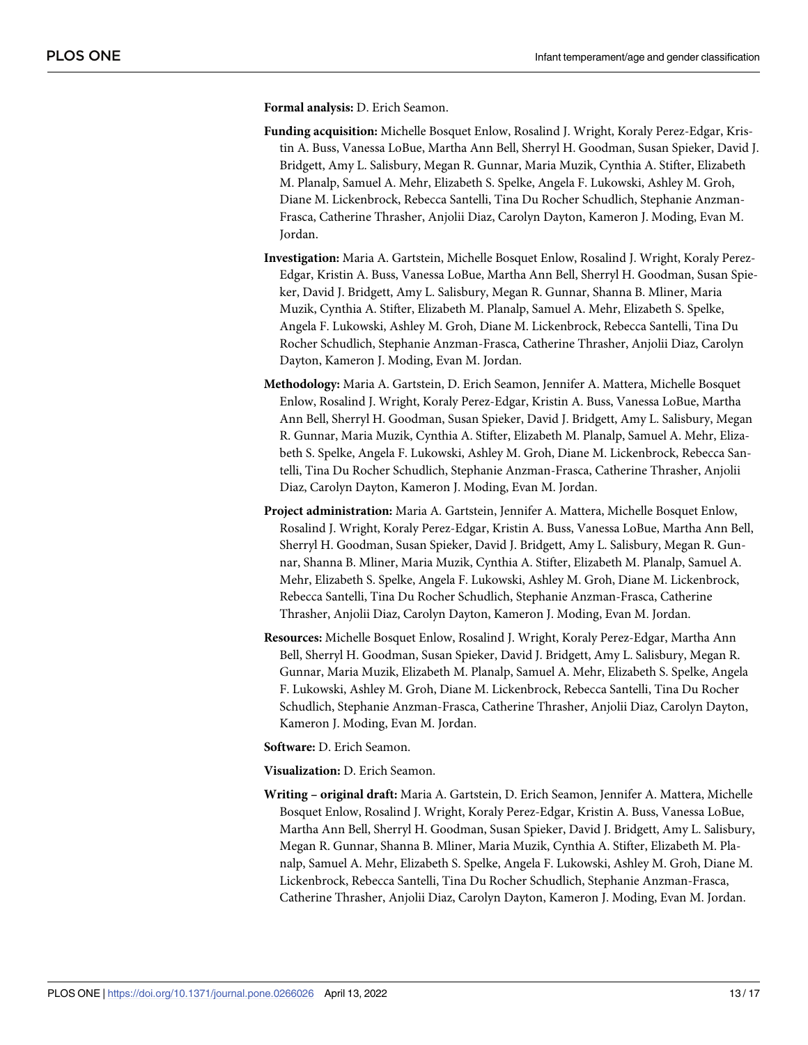**Formal analysis:** D. Erich Seamon.

**Funding acquisition:** Michelle Bosquet Enlow, Rosalind J. Wright, Koraly Perez-Edgar, Kristin A. Buss, Vanessa LoBue, Martha Ann Bell, Sherryl H. Goodman, Susan Spieker, David J. Bridgett, Amy L. Salisbury, Megan R. Gunnar, Maria Muzik, Cynthia A. Stifter, Elizabeth M. Planalp, Samuel A. Mehr, Elizabeth S. Spelke, Angela F. Lukowski, Ashley M. Groh, Diane M. Lickenbrock, Rebecca Santelli, Tina Du Rocher Schudlich, Stephanie Anzman-Frasca, Catherine Thrasher, Anjolii Diaz, Carolyn Dayton, Kameron J. Moding, Evan M. Jordan.

**Investigation:** Maria A. Gartstein, Michelle Bosquet Enlow, Rosalind J. Wright, Koraly Perez-Edgar, Kristin A. Buss, Vanessa LoBue, Martha Ann Bell, Sherryl H. Goodman, Susan Spieker, David J. Bridgett, Amy L. Salisbury, Megan R. Gunnar, Shanna B. Mliner, Maria Muzik, Cynthia A. Stifter, Elizabeth M. Planalp, Samuel A. Mehr, Elizabeth S. Spelke, Angela F. Lukowski, Ashley M. Groh, Diane M. Lickenbrock, Rebecca Santelli, Tina Du Rocher Schudlich, Stephanie Anzman-Frasca, Catherine Thrasher, Anjolii Diaz, Carolyn Dayton, Kameron J. Moding, Evan M. Jordan.

**Methodology:** Maria A. Gartstein, D. Erich Seamon, Jennifer A. Mattera, Michelle Bosquet Enlow, Rosalind J. Wright, Koraly Perez-Edgar, Kristin A. Buss, Vanessa LoBue, Martha Ann Bell, Sherryl H. Goodman, Susan Spieker, David J. Bridgett, Amy L. Salisbury, Megan R. Gunnar, Maria Muzik, Cynthia A. Stifter, Elizabeth M. Planalp, Samuel A. Mehr, Elizabeth S. Spelke, Angela F. Lukowski, Ashley M. Groh, Diane M. Lickenbrock, Rebecca Santelli, Tina Du Rocher Schudlich, Stephanie Anzman-Frasca, Catherine Thrasher, Anjolii Diaz, Carolyn Dayton, Kameron J. Moding, Evan M. Jordan.

**Project administration:** Maria A. Gartstein, Jennifer A. Mattera, Michelle Bosquet Enlow, Rosalind J. Wright, Koraly Perez-Edgar, Kristin A. Buss, Vanessa LoBue, Martha Ann Bell, Sherryl H. Goodman, Susan Spieker, David J. Bridgett, Amy L. Salisbury, Megan R. Gunnar, Shanna B. Mliner, Maria Muzik, Cynthia A. Stifter, Elizabeth M. Planalp, Samuel A. Mehr, Elizabeth S. Spelke, Angela F. Lukowski, Ashley M. Groh, Diane M. Lickenbrock, Rebecca Santelli, Tina Du Rocher Schudlich, Stephanie Anzman-Frasca, Catherine Thrasher, Anjolii Diaz, Carolyn Dayton, Kameron J. Moding, Evan M. Jordan.

**Resources:** Michelle Bosquet Enlow, Rosalind J. Wright, Koraly Perez-Edgar, Martha Ann Bell, Sherryl H. Goodman, Susan Spieker, David J. Bridgett, Amy L. Salisbury, Megan R. Gunnar, Maria Muzik, Elizabeth M. Planalp, Samuel A. Mehr, Elizabeth S. Spelke, Angela F. Lukowski, Ashley M. Groh, Diane M. Lickenbrock, Rebecca Santelli, Tina Du Rocher Schudlich, Stephanie Anzman-Frasca, Catherine Thrasher, Anjolii Diaz, Carolyn Dayton, Kameron J. Moding, Evan M. Jordan.

**Software:** D. Erich Seamon.

**Visualization:** D. Erich Seamon.

**Writing – original draft:** Maria A. Gartstein, D. Erich Seamon, Jennifer A. Mattera, Michelle Bosquet Enlow, Rosalind J. Wright, Koraly Perez-Edgar, Kristin A. Buss, Vanessa LoBue, Martha Ann Bell, Sherryl H. Goodman, Susan Spieker, David J. Bridgett, Amy L. Salisbury, Megan R. Gunnar, Shanna B. Mliner, Maria Muzik, Cynthia A. Stifter, Elizabeth M. Planalp, Samuel A. Mehr, Elizabeth S. Spelke, Angela F. Lukowski, Ashley M. Groh, Diane M. Lickenbrock, Rebecca Santelli, Tina Du Rocher Schudlich, Stephanie Anzman-Frasca, Catherine Thrasher, Anjolii Diaz, Carolyn Dayton, Kameron J. Moding, Evan M. Jordan.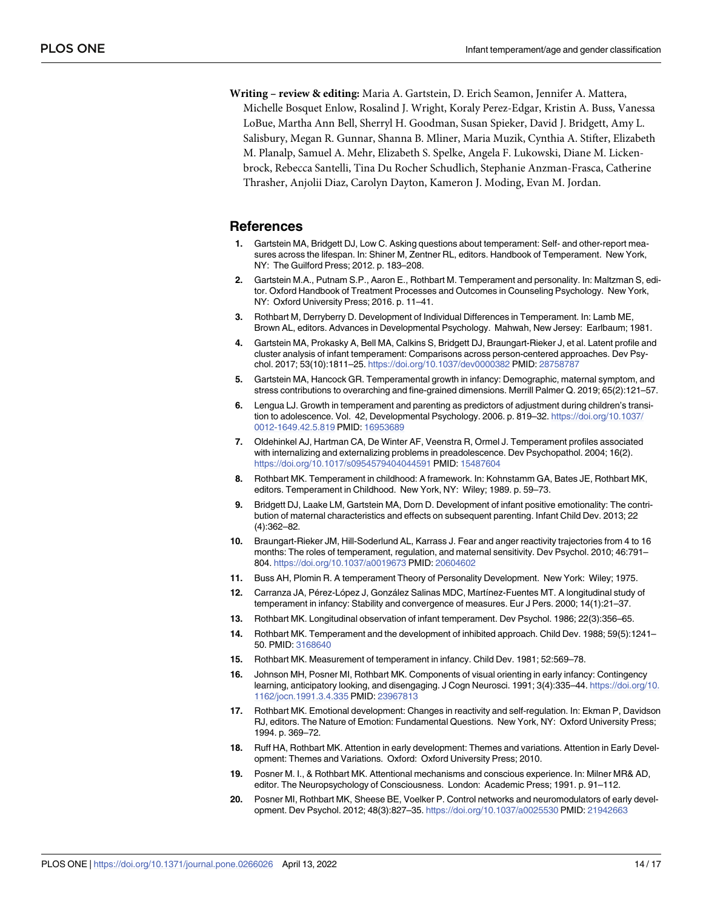**Writing – review & editing:** Maria A. Gartstein, D. Erich Seamon, Jennifer A. Mattera, Michelle Bosquet Enlow, Rosalind J. Wright, Koraly Perez-Edgar, Kristin A. Buss, Vanessa LoBue, Martha Ann Bell, Sherryl H. Goodman, Susan Spieker, David J. Bridgett, Amy L. Salisbury, Megan R. Gunnar, Shanna B. Mliner, Maria Muzik, Cynthia A. Stifter, Elizabeth M. Planalp, Samuel A. Mehr, Elizabeth S. Spelke, Angela F. Lukowski, Diane M. Lickenbrock, Rebecca Santelli, Tina Du Rocher Schudlich, Stephanie Anzman-Frasca, Catherine Thrasher, Anjolii Diaz, Carolyn Dayton, Kameron J. Moding, Evan M. Jordan.

## References

1. Gartstein MA, Bridgett DJ, Low C. Asking questions about temperament: Self- and other-report measures across the lifespan. In: Shiner M, Zentner RL, editors. Handbook of Temperament. New York, NY: The Guilford Press; 2012. p. 183–208.
2. Gartstein M.A., Putnam S.P., Aaron E., Rothbart M. Temperament and personality. In: Maltzman S, editor. Oxford Handbook of Treatment Processes and Outcomes in Counseling Psychology. New York, NY: Oxford University Press; 2016. p. 11–41.
3. Rothbart M, Derryberry D. Development of Individual Differences in Temperament. In: Lamb ME, Brown AL, editors. Advances in Developmental Psychology. Mahwah, New Jersey: Earlbaum; 1981.
4. Gartstein MA, Prokasky A, Bell MA, Calkins S, Bridgett DJ, Braungart-Rieker J, et al. Latent profile and cluster analysis of infant temperament: Comparisons across person-centered approaches. Dev Psychol. 2017; 53(10):1811–25. https://doi.org/10.1037/dev0000382 PMID: 28758787
5. Gartstein MA, Hancock GR. Temperamental growth in infancy: Demographic, maternal symptom, and stress contributions to overarching and fine-grained dimensions. Merrill Palmer Q. 2019; 65(2):121–57.
6. Lengua LJ. Growth in temperament and parenting as predictors of adjustment during children's transition to adolescence. Vol. 42, Developmental Psychology. 2006. p. 819–32. https://doi.org/10.1037/0012-1649.42.5.819 PMID: 16953689
7. Oldehinkel AJ, Hartman CA, De Winter AF, Veenstra R, Ormel J. Temperament profiles associated with internalizing and externalizing problems in preadolescence. Dev Psychopathol. 2004; 16(2). https://doi.org/10.1017/s0954579404044591 PMID: 15487604
8. Rothbart MK. Temperament in childhood: A framework. In: Kohnstamm GA, Bates JE, Rothbart MK, editors. Temperament in Childhood. New York, NY: Wiley; 1989. p. 59–73.
9. Bridgett DJ, Laake LM, Gartstein MA, Dorn D. Development of infant positive emotionality: The contribution of maternal characteristics and effects on subsequent parenting. Infant Child Dev. 2013; 22 (4):362–82.
10. Braungart-Rieker JM, Hill-Soderlund AL, Karrass J. Fear and anger reactivity trajectories from 4 to 16 months: The roles of temperament, regulation, and maternal sensitivity. Dev Psychol. 2010; 46:791–804. https://doi.org/10.1037/a0019673 PMID: 20604602
11. Buss AH, Plomin R. A temperament Theory of Personality Development. New York: Wiley; 1975.
12. Carranza JA, Pérez-López J, González Salinas MDC, Martínez-Fuentes MT. A longitudinal study of temperament in infancy: Stability and convergence of measures. Eur J Pers. 2000; 14(1):21–37.
13. Rothbart MK. Longitudinal observation of infant temperament. Dev Psychol. 1986; 22(3):356–65.
14. Rothbart MK. Temperament and the development of inhibited approach. Child Dev. 1988; 59(5):1241–50. PMID: 3168640
15. Rothbart MK. Measurement of temperament in infancy. Child Dev. 1981; 52:569–78.
16. Johnson MH, Posner MI, Rothbart MK. Components of visual orienting in early infancy: Contingency learning, anticipatory looking, and disengaging. J Cogn Neurosci. 1991; 3(4):335–44. https://doi.org/10.1162/jocn.1991.3.4.335 PMID: 23967813
17. Rothbart MK. Emotional development: Changes in reactivity and self-regulation. In: Ekman P, Davidson RJ, editors. The Nature of Emotion: Fundamental Questions. New York, NY: Oxford University Press; 1994. p. 369–72.
18. Ruff HA, Rothbart MK. Attention in early development: Themes and variations. Attention in Early Development: Themes and Variations. Oxford: Oxford University Press; 2010.
19. Posner M. I., & Rothbart MK. Attentional mechanisms and conscious experience. In: Milner MR& AD, editor. The Neuropsychology of Consciousness. London: Academic Press; 1991. p. 91–112.
20. Posner MI, Rothbart MK, Sheese BE, Voelker P. Control networks and neuromodulators of early development. Dev Psychol. 2012; 48(3):827–35. https://doi.org/10.1037/a0025530 PMID: 21942663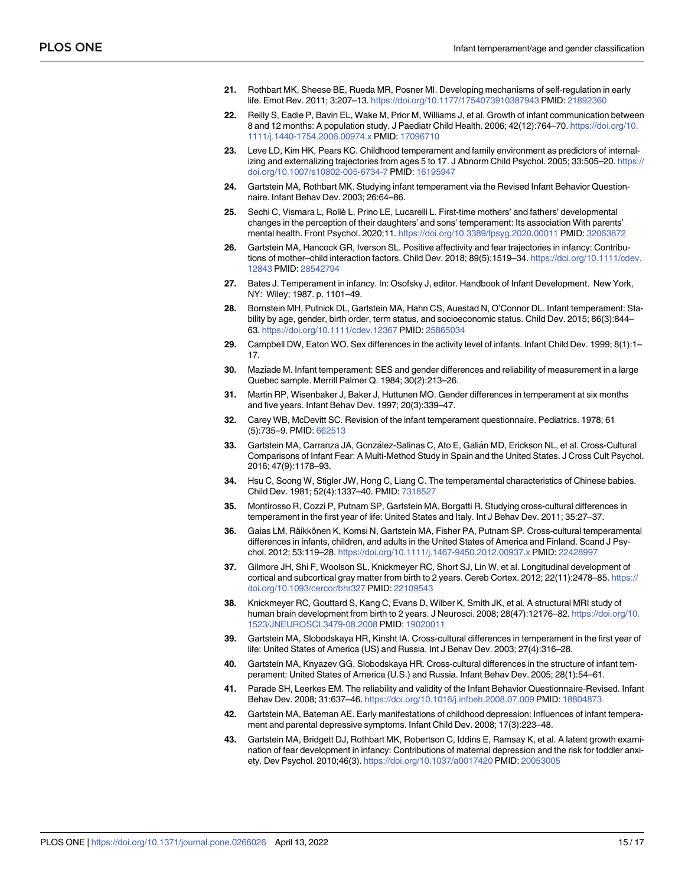21. Rothbart MK, Sheese BE, Rueda MR, Posner MI. Developing mechanisms of self-regulation in early life. Emot Rev. 2011; 3:207–13. https://doi.org/10.1177/1754073910387943 PMID: 21892360
22. Reilly S, Eadie P, Bavin EL, Wake M, Prior M, Williams J, et al. Growth of infant communication between 8 and 12 months: A population study. J Paediatr Child Health. 2006; 42(12):764–70. https://doi.org/10.1111/j.1440-1754.2006.00974.x PMID: 17096710
23. Leve LD, Kim HK, Pears KC. Childhood temperament and family environment as predictors of internalizing and externalizing trajectories from ages 5 to 17. J Abnorm Child Psychol. 2005; 33:505–20. https://doi.org/10.1007/s10802-005-6734-7 PMID: 16195947
24. Gartstein MA, Rothbart MK. Studying infant temperament via the Revised Infant Behavior Questionnaire. Infant Behav Dev. 2003; 26:64–86.
25. Sechi C, Vismara L, Rollè L, Prino LE, Lucarelli L. First-time mothers' and fathers' developmental changes in the perception of their daughters' and sons' temperament: Its association With parents' mental health. Front Psychol. 2020;11. https://doi.org/10.3389/fpsyg.2020.00011 PMID: 32063872
26. Gartstein MA, Hancock GR, Iverson SL. Positive affectivity and fear trajectories in infancy: Contributions of mother–child interaction factors. Child Dev. 2018; 89(5):1519–34. https://doi.org/10.1111/cdev.12843 PMID: 28542794
27. Bates J. Temperament in infancy. In: Osofsky J, editor. Handbook of Infant Development. New York, NY: Wiley; 1987. p. 1101–49.
28. Bornstein MH, Putnick DL, Gartstein MA, Hahn CS, Auestad N, O'Connor DL. Infant temperament: Stability by age, gender, birth order, term status, and socioeconomic status. Child Dev. 2015; 86(3):844–63. https://doi.org/10.1111/cdev.12367 PMID: 25865034
29. Campbell DW, Eaton WO. Sex differences in the activity level of infants. Infant Child Dev. 1999; 8(1):1–17.
30. Maziade M. Infant temperament: SES and gender differences and reliability of measurement in a large Quebec sample. Merrill Palmer Q. 1984; 30(2):213–26.
31. Martin RP, Wisenbaker J, Baker J, Huttunen MO. Gender differences in temperament at six months and five years. Infant Behav Dev. 1997; 20(3):339–47.
32. Carey WB, McDevitt SC. Revision of the infant temperament questionnaire. Pediatrics. 1978; 61 (5):735–9. PMID: 662513
33. Gartstein MA, Carranza JA, González-Salinas C, Ato E, Galián MD, Erickson NL, et al. Cross-Cultural Comparisons of Infant Fear: A Multi-Method Study in Spain and the United States. J Cross Cult Psychol. 2016; 47(9):1178–93.
34. Hsu C, Soong W, Stigler JW, Hong C, Liang C. The temperamental characteristics of Chinese babies. Child Dev. 1981; 52(4):1337–40. PMID: 7318527
35. Montirosso R, Cozzi P, Putnam SP, Gartstein MA, Borgatti R. Studying cross-cultural differences in temperament in the first year of life: United States and Italy. Int J Behav Dev. 2011; 35:27–37.
36. Gaias LM, Räikkönen K, Komsi N, Gartstein MA, Fisher PA, Putnam SP. Cross-cultural temperamental differences in infants, children, and adults in the United States of America and Finland. Scand J Psychol. 2012; 53:119–28. https://doi.org/10.1111/j.1467-9450.2012.00937.x PMID: 22428997
37. Gilmore JH, Shi F, Woolson SL, Knickmeyer RC, Short SJ, Lin W, et al. Longitudinal development of cortical and subcortical gray matter from birth to 2 years. Cereb Cortex. 2012; 22(11):2478–85. https://doi.org/10.1093/cercor/bhr327 PMID: 22109543
38. Knickmeyer RC, Gouttard S, Kang C, Evans D, Wilber K, Smith JK, et al. A structural MRI study of human brain development from birth to 2 years. J Neurosci. 2008; 28(47):12176–82. https://doi.org/10.1523/JNEUROSCI.3479-08.2008 PMID: 19020011
39. Gartstein MA, Slobodskaya HR, Kinsht IA. Cross-cultural differences in temperament in the first year of life: United States of America (US) and Russia. Int J Behav Dev. 2003; 27(4):316–28.
40. Gartstein MA, Knyazev GG, Slobodskaya HR. Cross-cultural differences in the structure of infant temperament: United States of America (U.S.) and Russia. Infant Behav Dev. 2005; 28(1):54–61.
41. Parade SH, Leerkes EM. The reliability and validity of the Infant Behavior Questionnaire-Revised. Infant Behav Dev. 2008; 31:637–46. https://doi.org/10.1016/j.infbeh.2008.07.009 PMID: 18804873
42. Gartstein MA, Bateman AE. Early manifestations of childhood depression: Influences of infant temperament and parental depressive symptoms. Infant Child Dev. 2008; 17(3):223–48.
43. Gartstein MA, Bridgett DJ, Rothbart MK, Robertson C, Iddins E, Ramsay K, et al. A latent growth examination of fear development in infancy: Contributions of maternal depression and the risk for toddler anxiety. Dev Psychol. 2010;46(3). https://doi.org/10.1037/a0017420 PMID: 20053005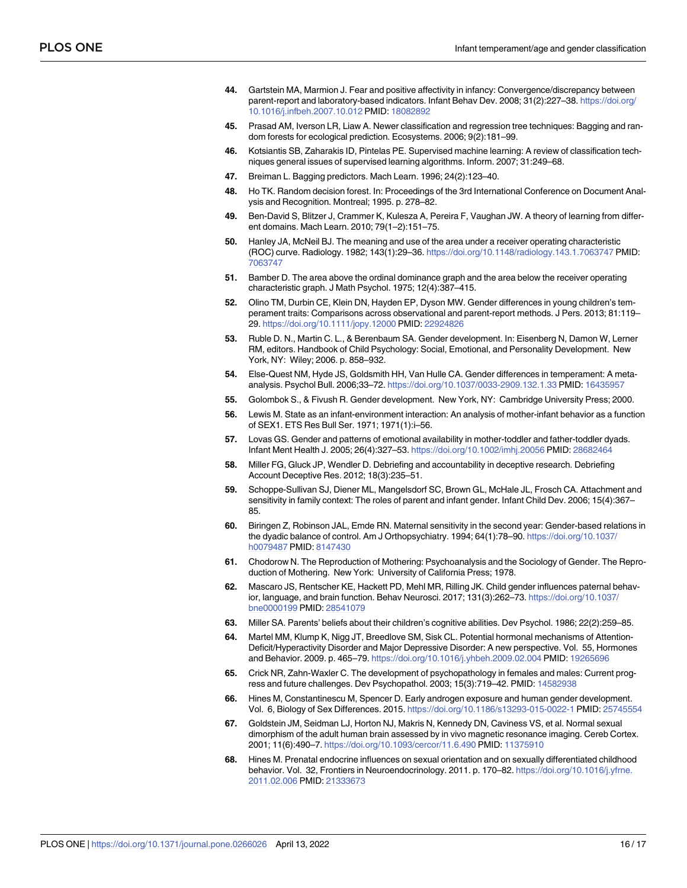44. Gartstein MA, Marmion J. Fear and positive affectivity in infancy: Convergence/discrepancy between parent-report and laboratory-based indicators. Infant Behav Dev. 2008; 31(2):227–38. https://doi.org/10.1016/j.infbeh.2007.10.012 PMID: 18082892

45. Prasad AM, Iverson LR, Liaw A. Newer classification and regression tree techniques: Bagging and random forests for ecological prediction. Ecosystems. 2006; 9(2):181–99.

46. Kotsiantis SB, Zaharakis ID, Pintelas PE. Supervised machine learning: A review of classification techniques general issues of supervised learning algorithms. Inform. 2007; 31:249–68.

47. Breiman L. Bagging predictors. Mach Learn. 1996; 24(2):123–40.

48. Ho TK. Random decision forest. In: Proceedings of the 3rd International Conference on Document Analysis and Recognition. Montreal; 1995. p. 278–82.

49. Ben-David S, Blitzer J, Crammer K, Kulesza A, Pereira F, Vaughan JW. A theory of learning from different domains. Mach Learn. 2010; 79(1–2):151–75.

50. Hanley JA, McNeil BJ. The meaning and use of the area under a receiver operating characteristic (ROC) curve. Radiology. 1982; 143(1):29–36. https://doi.org/10.1148/radiology.143.1.7063747 PMID: 7063747

51. Bamber D. The area above the ordinal dominance graph and the area below the receiver operating characteristic graph. J Math Psychol. 1975; 12(4):387–415.

52. Olino TM, Durbin CE, Klein DN, Hayden EP, Dyson MW. Gender differences in young children's temperament traits: Comparisons across observational and parent-report methods. J Pers. 2013; 81:119–29. https://doi.org/10.1111/jopy.12000 PMID: 22924826

53. Ruble D. N., Martin C. L., & Berenbaum SA. Gender development. In: Eisenberg N, Damon W, Lerner RM, editors. Handbook of Child Psychology: Social, Emotional, and Personality Development. New York, NY: Wiley; 2006. p. 858–932.

54. Else-Quest NM, Hyde JS, Goldsmith HH, Van Hulle CA. Gender differences in temperament: A meta-analysis. Psychol Bull. 2006;33–72. https://doi.org/10.1037/0033-2909.132.1.33 PMID: 16435957

55. Golombok S., & Fivush R. Gender development. New York, NY: Cambridge University Press; 2000.

56. Lewis M. State as an infant-environment interaction: An analysis of mother-infant behavior as a function of SEX1. ETS Res Bull Ser. 1971; 1971(1):i–56.

57. Lovas GS. Gender and patterns of emotional availability in mother-toddler and father-toddler dyads. Infant Ment Health J. 2005; 26(4):327–53. https://doi.org/10.1002/imhj.20056 PMID: 28682464

58. Miller FG, Gluck JP, Wendler D. Debriefing and accountability in deceptive research. Debriefing Account Deceptive Res. 2012; 18(3):235–51.

59. Schoppe-Sullivan SJ, Diener ML, Mangelsdorf SC, Brown GL, McHale JL, Frosch CA. Attachment and sensitivity in family context: The roles of parent and infant gender. Infant Child Dev. 2006; 15(4):367–85.

60. Biringen Z, Robinson JAL, Emde RN. Maternal sensitivity in the second year: Gender-based relations in the dyadic balance of control. Am J Orthopsychiatry. 1994; 64(1):78–90. https://doi.org/10.1037/h0079487 PMID: 8147430

61. Chodorow N. The Reproduction of Mothering: Psychoanalysis and the Sociology of Gender. The Reproduction of Mothering. New York: University of California Press; 1978.

62. Mascaro JS, Rentscher KE, Hackett PD, Mehl MR, Rilling JK. Child gender influences paternal behavior, language, and brain function. Behav Neurosci. 2017; 131(3):262–73. https://doi.org/10.1037/bne0000199 PMID: 28541079

63. Miller SA. Parents' beliefs about their children's cognitive abilities. Dev Psychol. 1986; 22(2):259–85.

64. Martel MM, Klump K, Nigg JT, Breedlove SM, Sisk CL. Potential hormonal mechanisms of Attention-Deficit/Hyperactivity Disorder and Major Depressive Disorder: A new perspective. Vol. 55, Hormones and Behavior. 2009. p. 465–79. https://doi.org/10.1016/j.yhbeh.2009.02.004 PMID: 19265696

65. Crick NR, Zahn-Waxler C. The development of psychopathology in females and males: Current progress and future challenges. Dev Psychopathol. 2003; 15(3):719–42. PMID: 14582938

66. Hines M, Constantinescu M, Spencer D. Early androgen exposure and human gender development. Vol. 6, Biology of Sex Differences. 2015. https://doi.org/10.1186/s13293-015-0022-1 PMID: 25745554

67. Goldstein JM, Seidman LJ, Horton NJ, Makris N, Kennedy DN, Caviness VS, et al. Normal sexual dimorphism of the adult human brain assessed by in vivo magnetic resonance imaging. Cereb Cortex. 2001; 11(6):490–7. https://doi.org/10.1093/cercor/11.6.490 PMID: 11375910

68. Hines M. Prenatal endocrine influences on sexual orientation and on sexually differentiated childhood behavior. Vol. 32, Frontiers in Neuroendocrinology. 2011. p. 170–82. https://doi.org/10.1016/j.yfrne.2011.02.006 PMID: 21333673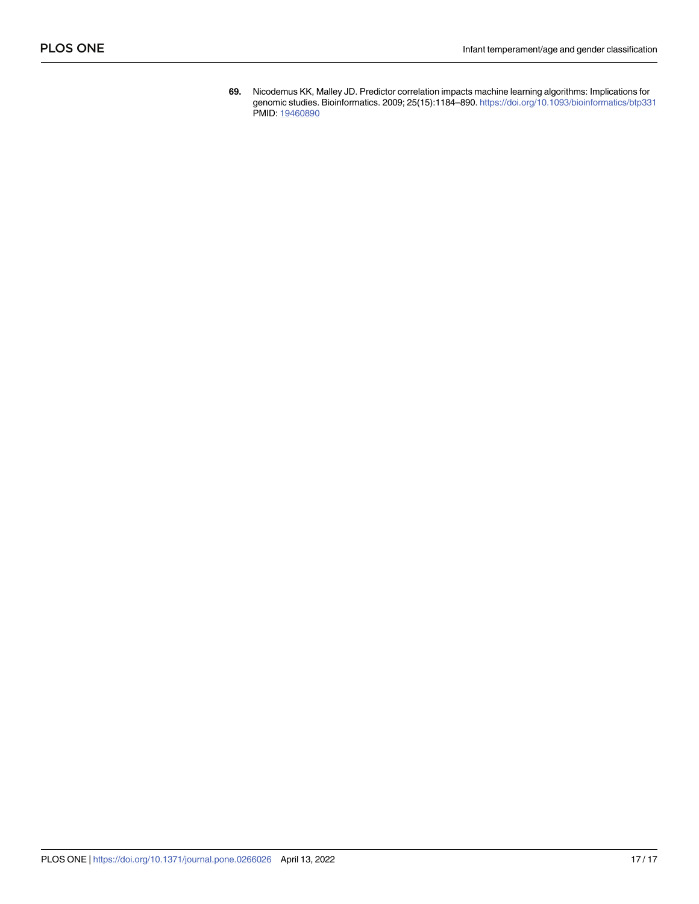69. Nicodemus KK, Malley JD. Predictor correlation impacts machine learning algorithms: Implications for genomic studies. Bioinformatics. 2009; 25(15):1184–890. https://doi.org/10.1093/bioinformatics/btp331 PMID: 19460890